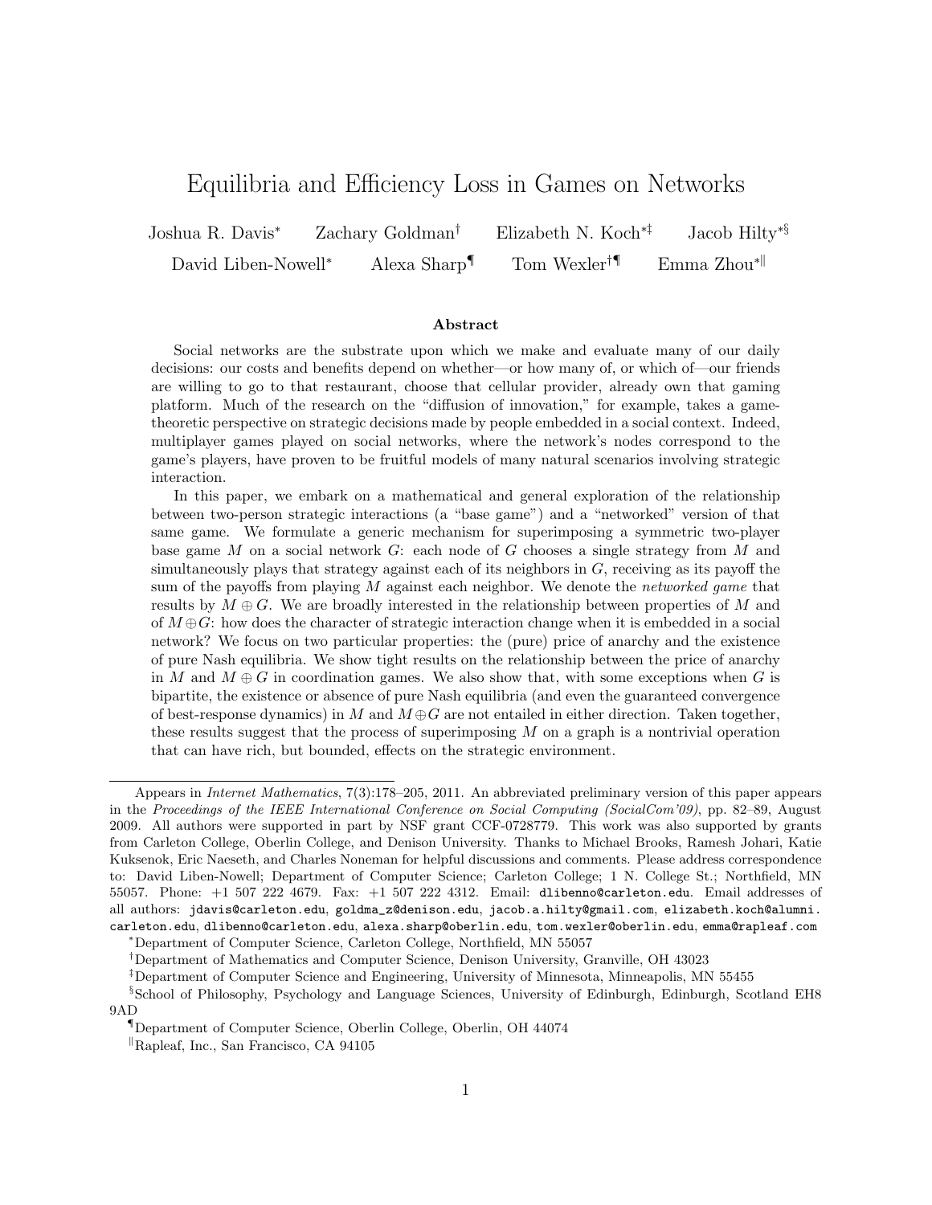# Equilibria and Efficiency Loss in Games on Networks

Joshua R. Davis[*] Zachary Goldman[†] Elizabeth N. Koch[*‡] Jacob Hilty[*§]

David Liben-Nowell[*] Alexa Sharp[¶] Tom Wexler[†¶] Emma Zhou[*‖]

### Abstract

Social networks are the substrate upon which we make and evaluate many of our daily decisions: our costs and benefits depend on whether—or how many of, or which of—our friends are willing to go to that restaurant, choose that cellular provider, already own that gaming platform. Much of the research on the "diffusion of innovation," for example, takes a game-theoretic perspective on strategic decisions made by people embedded in a social context. Indeed, multiplayer games played on social networks, where the network's nodes correspond to the game's players, have proven to be fruitful models of many natural scenarios involving strategic interaction.

In this paper, we embark on a mathematical and general exploration of the relationship between two-person strategic interactions (a "base game") and a "networked" version of that same game. We formulate a generic mechanism for superimposing a symmetric two-player base game $M$ on a social network $G$: each node of $G$ chooses a single strategy from $M$ and simultaneously plays that strategy against each of its neighbors in $G$, receiving as its payoff the sum of the payoffs from playing $M$ against each neighbor. We denote the *networked game* that results by $M \oplus G$. We are broadly interested in the relationship between properties of $M$ and of $M \oplus G$: how does the character of strategic interaction change when it is embedded in a social network? We focus on two particular properties: the (pure) price of anarchy and the existence of pure Nash equilibria. We show tight results on the relationship between the price of anarchy in $M$ and $M \oplus G$ in coordination games. We also show that, with some exceptions when $G$ is bipartite, the existence or absence of pure Nash equilibria (and even the guaranteed convergence of best-response dynamics) in $M$ and $M \oplus G$ are not entailed in either direction. Taken together, these results suggest that the process of superimposing $M$ on a graph is a nontrivial operation that can have rich, but bounded, effects on the strategic environment.

---

Appears in *Internet Mathematics*, 7(3):178–205, 2011. An abbreviated preliminary version of this paper appears in the *Proceedings of the IEEE International Conference on Social Computing (SocialCom'09)*, pp. 82–89, August 2009. All authors were supported in part by NSF grant CCF-0728779. This work was also supported by grants from Carleton College, Oberlin College, and Denison University. Thanks to Michael Brooks, Ramesh Johari, Katie Kuksenok, Eric Naeseth, and Charles Noneman for helpful discussions and comments. Please address correspondence to: David Liben-Nowell; Department of Computer Science; Carleton College; 1 N. College St.; Northfield, MN 55057. Phone: +1 507 222 4679. Fax: +1 507 222 4312. Email: dlibenno@carleton.edu. Email addresses of all authors: jdavis@carleton.edu, goldma_z@denison.edu, jacob.a.hilty@gmail.com, elizabeth.koch@alumni.carleton.edu, dlibenno@carleton.edu, alexa.sharp@oberlin.edu, tom.wexler@oberlin.edu, emma@rapleaf.com

[*] Department of Computer Science, Carleton College, Northfield, MN 55057

[†] Department of Mathematics and Computer Science, Denison University, Granville, OH 43023

[‡] Department of Computer Science and Engineering, University of Minnesota, Minneapolis, MN 55455

[§] School of Philosophy, Psychology and Language Sciences, University of Edinburgh, Edinburgh, Scotland EH8 9AD

[¶] Department of Computer Science, Oberlin College, Oberlin, OH 44074

[‖] Rapleaf, Inc., San Francisco, CA 94105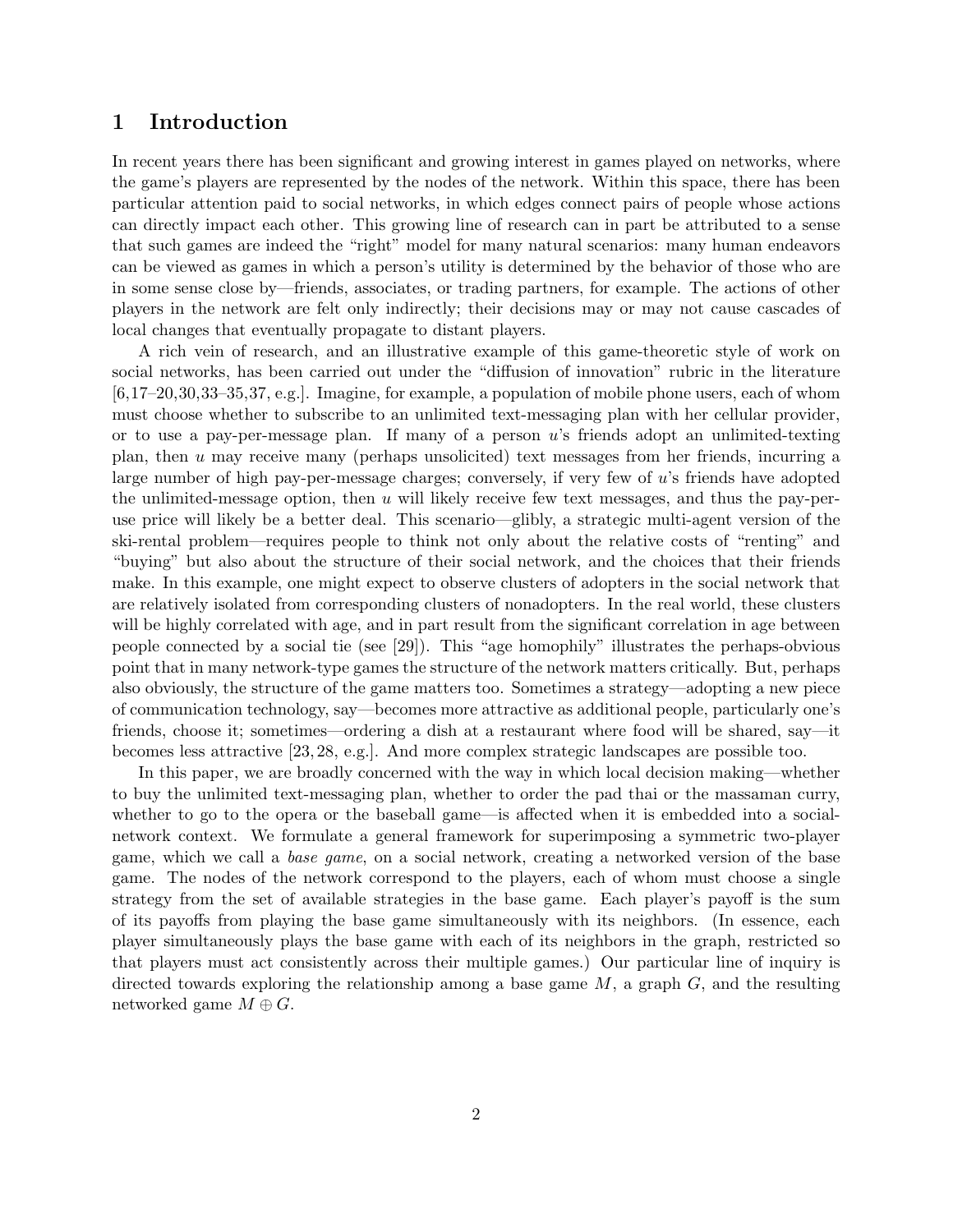## 1 Introduction

In recent years there has been significant and growing interest in games played on networks, where the game's players are represented by the nodes of the network. Within this space, there has been particular attention paid to social networks, in which edges connect pairs of people whose actions can directly impact each other. This growing line of research can in part be attributed to a sense that such games are indeed the "right" model for many natural scenarios: many human endeavors can be viewed as games in which a person's utility is determined by the behavior of those who are in some sense close by—friends, associates, or trading partners, for example. The actions of other players in the network are felt only indirectly; their decisions may or may not cause cascades of local changes that eventually propagate to distant players.

A rich vein of research, and an illustrative example of this game-theoretic style of work on social networks, has been carried out under the "diffusion of innovation" rubric in the literature [6,17–20,30,33–35,37, e.g.]. Imagine, for example, a population of mobile phone users, each of whom must choose whether to subscribe to an unlimited text-messaging plan with her cellular provider, or to use a pay-per-message plan. If many of a person $u$'s friends adopt an unlimited-texting plan, then $u$ may receive many (perhaps unsolicited) text messages from her friends, incurring a large number of high pay-per-message charges; conversely, if very few of $u$'s friends have adopted the unlimited-message option, then $u$ will likely receive few text messages, and thus the pay-per-use price will likely be a better deal. This scenario—glibly, a strategic multi-agent version of the ski-rental problem—requires people to think not only about the relative costs of "renting" and "buying" but also about the structure of their social network, and the choices that their friends make. In this example, one might expect to observe clusters of adopters in the social network that are relatively isolated from corresponding clusters of nonadopters. In the real world, these clusters will be highly correlated with age, and in part result from the significant correlation in age between people connected by a social tie (see [29]). This "age homophily" illustrates the perhaps-obvious point that in many network-type games the structure of the network matters critically. But, perhaps also obviously, the structure of the game matters too. Sometimes a strategy—adopting a new piece of communication technology, say—becomes more attractive as additional people, particularly one's friends, choose it; sometimes—ordering a dish at a restaurant where food will be shared, say—it becomes less attractive [23, 28, e.g.]. And more complex strategic landscapes are possible too.

In this paper, we are broadly concerned with the way in which local decision making—whether to buy the unlimited text-messaging plan, whether to order the pad thai or the massaman curry, whether to go to the opera or the baseball game—is affected when it is embedded into a social-network context. We formulate a general framework for superimposing a symmetric two-player game, which we call a *base game*, on a social network, creating a networked version of the base game. The nodes of the network correspond to the players, each of whom must choose a single strategy from the set of available strategies in the base game. Each player's payoff is the sum of its payoffs from playing the base game simultaneously with its neighbors. (In essence, each player simultaneously plays the base game with each of its neighbors in the graph, restricted so that players must act consistently across their multiple games.) Our particular line of inquiry is directed towards exploring the relationship among a base game $M$, a graph $G$, and the resulting networked game $M \oplus G$.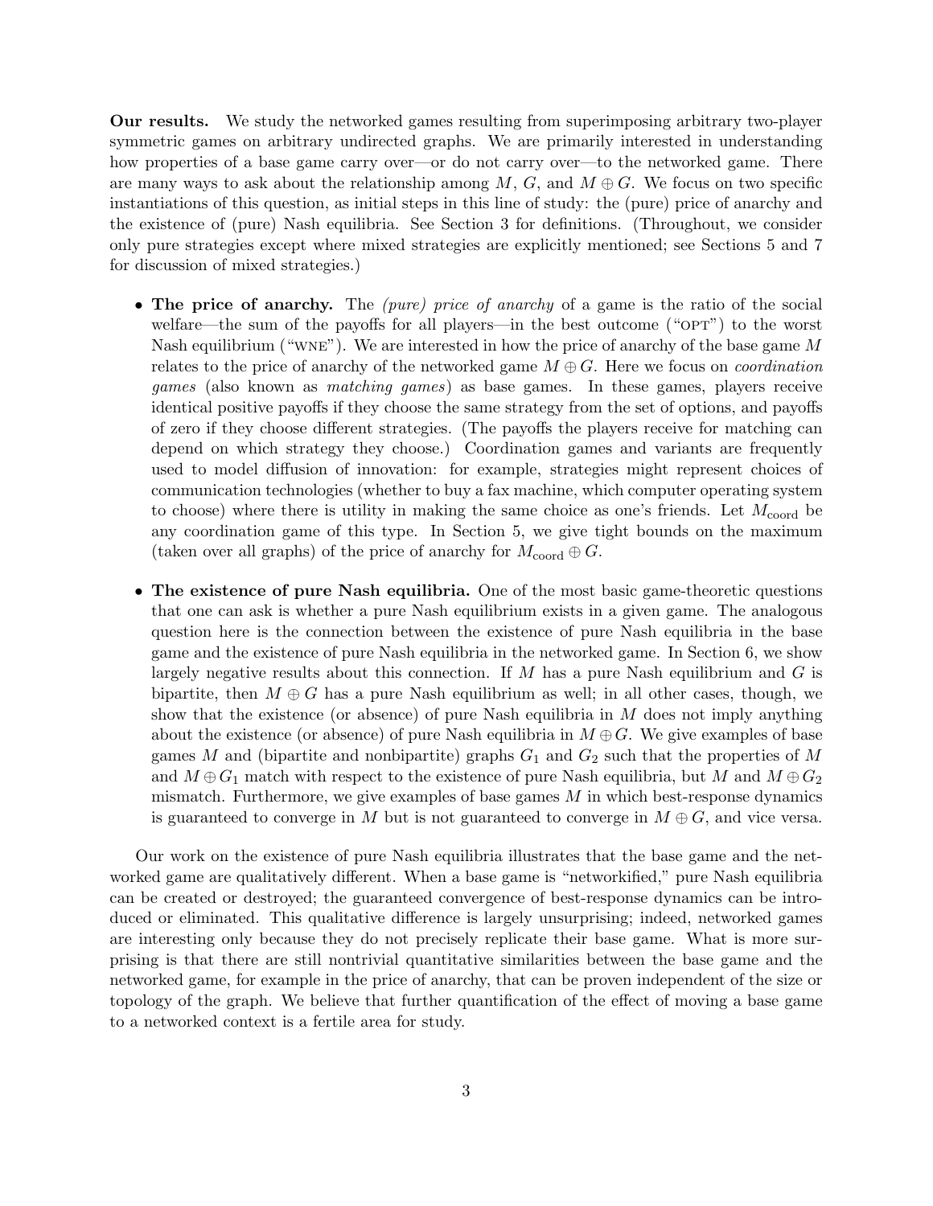**Our results.** We study the networked games resulting from superimposing arbitrary two-player symmetric games on arbitrary undirected graphs. We are primarily interested in understanding how properties of a base game carry over—or do not carry over—to the networked game. There are many ways to ask about the relationship among $M$, $G$, and $M \oplus G$. We focus on two specific instantiations of this question, as initial steps in this line of study: the (pure) price of anarchy and the existence of (pure) Nash equilibria. See Section 3 for definitions. (Throughout, we consider only pure strategies except where mixed strategies are explicitly mentioned; see Sections 5 and 7 for discussion of mixed strategies.)

- **The price of anarchy.** The *(pure) price of anarchy* of a game is the ratio of the social welfare—the sum of the payoffs for all players—in the best outcome ("OPT") to the worst Nash equilibrium ("WNE"). We are interested in how the price of anarchy of the base game $M$ relates to the price of anarchy of the networked game $M \oplus G$. Here we focus on *coordination games* (also known as *matching games*) as base games. In these games, players receive identical positive payoffs if they choose the same strategy from the set of options, and payoffs of zero if they choose different strategies. (The payoffs the players receive for matching can depend on which strategy they choose.) Coordination games and variants are frequently used to model diffusion of innovation: for example, strategies might represent choices of communication technologies (whether to buy a fax machine, which computer operating system to choose) where there is utility in making the same choice as one's friends. Let $M_{\text{coord}}$ be any coordination game of this type. In Section 5, we give tight bounds on the maximum (taken over all graphs) of the price of anarchy for $M_{\text{coord}} \oplus G$.

- **The existence of pure Nash equilibria.** One of the most basic game-theoretic questions that one can ask is whether a pure Nash equilibrium exists in a given game. The analogous question here is the connection between the existence of pure Nash equilibria in the base game and the existence of pure Nash equilibria in the networked game. In Section 6, we show largely negative results about this connection. If $M$ has a pure Nash equilibrium and $G$ is bipartite, then $M \oplus G$ has a pure Nash equilibrium as well; in all other cases, though, we show that the existence (or absence) of pure Nash equilibria in $M$ does not imply anything about the existence (or absence) of pure Nash equilibria in $M \oplus G$. We give examples of base games $M$ and (bipartite and nonbipartite) graphs $G_1$ and $G_2$ such that the properties of $M$ and $M \oplus G_1$ match with respect to the existence of pure Nash equilibria, but $M$ and $M \oplus G_2$ mismatch. Furthermore, we give examples of base games $M$ in which best-response dynamics is guaranteed to converge in $M$ but is not guaranteed to converge in $M \oplus G$, and vice versa.

Our work on the existence of pure Nash equilibria illustrates that the base game and the networked game are qualitatively different. When a base game is "networkified," pure Nash equilibria can be created or destroyed; the guaranteed convergence of best-response dynamics can be introduced or eliminated. This qualitative difference is largely unsurprising; indeed, networked games are interesting only because they do not precisely replicate their base game. What is more surprising is that there are still nontrivial quantitative similarities between the base game and the networked game, for example in the price of anarchy, that can be proven independent of the size or topology of the graph. We believe that further quantification of the effect of moving a base game to a networked context is a fertile area for study.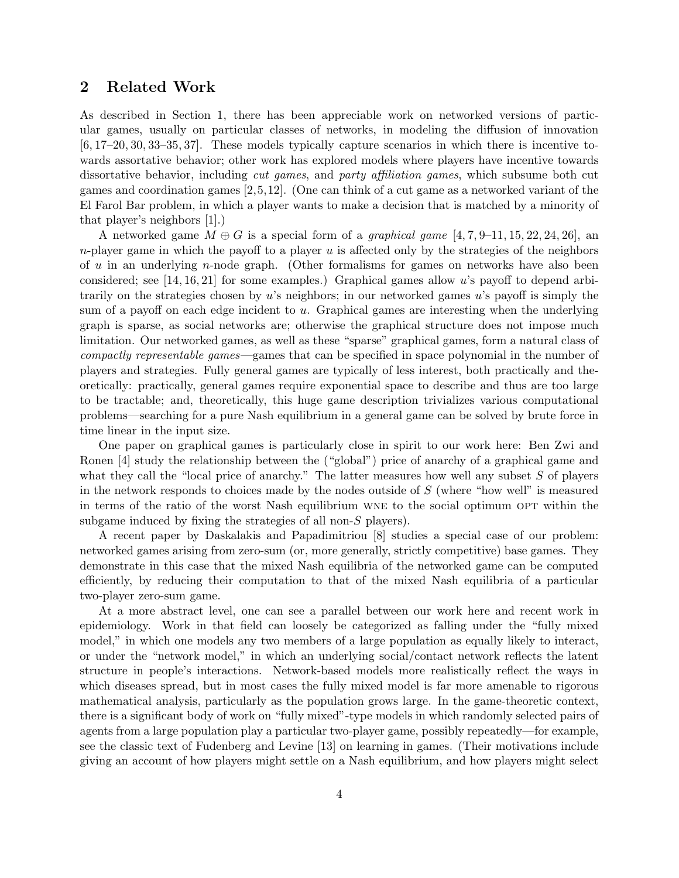## 2 Related Work

As described in Section 1, there has been appreciable work on networked versions of particular games, usually on particular classes of networks, in modeling the diffusion of innovation [6, 17–20, 30, 33–35, 37]. These models typically capture scenarios in which there is incentive towards assortative behavior; other work has explored models where players have incentive towards dissortative behavior, including *cut games*, and *party affiliation games*, which subsume both cut games and coordination games [2,5,12]. (One can think of a cut game as a networked variant of the El Farol Bar problem, in which a player wants to make a decision that is matched by a minority of that player's neighbors [1].)

A networked game $M \oplus G$ is a special form of a *graphical game* [4, 7, 9–11, 15, 22, 24, 26], an $n$-player game in which the payoff to a player $u$ is affected only by the strategies of the neighbors of $u$ in an underlying $n$-node graph. (Other formalisms for games on networks have also been considered; see [14, 16, 21] for some examples.) Graphical games allow $u$'s payoff to depend arbitrarily on the strategies chosen by $u$'s neighbors; in our networked games $u$'s payoff is simply the sum of a payoff on each edge incident to $u$. Graphical games are interesting when the underlying graph is sparse, as social networks are; otherwise the graphical structure does not impose much limitation. Our networked games, as well as these "sparse" graphical games, form a natural class of *compactly representable games*—games that can be specified in space polynomial in the number of players and strategies. Fully general games are typically of less interest, both practically and theoretically: practically, general games require exponential space to describe and thus are too large to be tractable; and, theoretically, this huge game description trivializes various computational problems—searching for a pure Nash equilibrium in a general game can be solved by brute force in time linear in the input size.

One paper on graphical games is particularly close in spirit to our work here: Ben Zwi and Ronen [4] study the relationship between the ("global") price of anarchy of a graphical game and what they call the "local price of anarchy." The latter measures how well any subset $S$ of players in the network responds to choices made by the nodes outside of $S$ (where "how well" is measured in terms of the ratio of the worst Nash equilibrium WNE to the social optimum OPT within the subgame induced by fixing the strategies of all non-$S$ players).

A recent paper by Daskalakis and Papadimitriou [8] studies a special case of our problem: networked games arising from zero-sum (or, more generally, strictly competitive) base games. They demonstrate in this case that the mixed Nash equilibria of the networked game can be computed efficiently, by reducing their computation to that of the mixed Nash equilibria of a particular two-player zero-sum game.

At a more abstract level, one can see a parallel between our work here and recent work in epidemiology. Work in that field can loosely be categorized as falling under the "fully mixed model," in which one models any two members of a large population as equally likely to interact, or under the "network model," in which an underlying social/contact network reflects the latent structure in people's interactions. Network-based models more realistically reflect the ways in which diseases spread, but in most cases the fully mixed model is far more amenable to rigorous mathematical analysis, particularly as the population grows large. In the game-theoretic context, there is a significant body of work on "fully mixed"-type models in which randomly selected pairs of agents from a large population play a particular two-player game, possibly repeatedly—for example, see the classic text of Fudenberg and Levine [13] on learning in games. (Their motivations include giving an account of how players might settle on a Nash equilibrium, and how players might select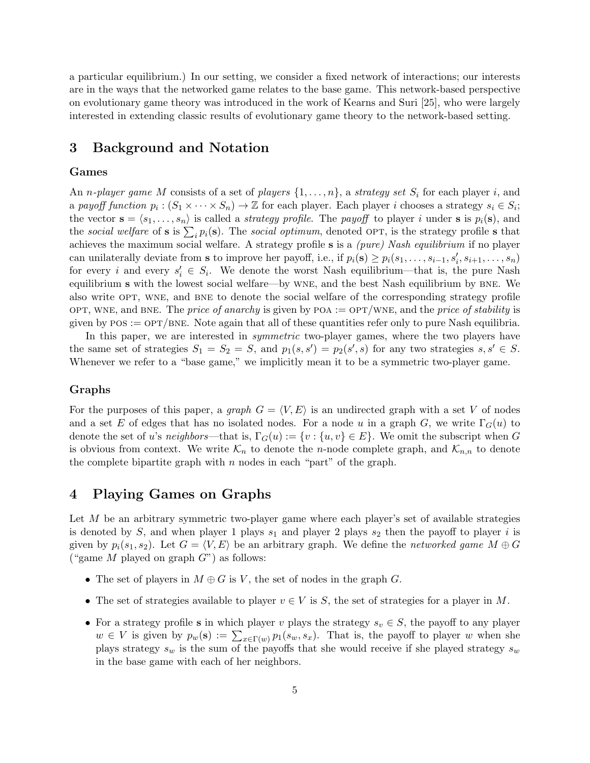a particular equilibrium.) In our setting, we consider a fixed network of interactions; our interests are in the ways that the networked game relates to the base game. This network-based perspective on evolutionary game theory was introduced in the work of Kearns and Suri [25], who were largely interested in extending classic results of evolutionary game theory to the network-based setting.

## 3 Background and Notation

### Games

An *n-player game* $M$ consists of a set of *players* $\{1, \ldots, n\}$, a *strategy set* $S_i$ for each player $i$, and a *payoff function* $p_i : (S_1 \times \cdots \times S_n) \to \mathbb{Z}$ for each player. Each player $i$ chooses a strategy $s_i \in S_i$; the vector $\mathbf{s} = \langle s_1, \ldots, s_n \rangle$ is called a *strategy profile*. The *payoff* to player $i$ under $\mathbf{s}$ is $p_i(\mathbf{s})$, and the *social welfare* of $\mathbf{s}$ is $\sum_i p_i(\mathbf{s})$. The *social optimum*, denoted OPT, is the strategy profile $\mathbf{s}$ that achieves the maximum social welfare. A strategy profile $\mathbf{s}$ is a *(pure) Nash equilibrium* if no player can unilaterally deviate from $\mathbf{s}$ to improve her payoff, i.e., if $p_i(\mathbf{s}) \geq p_i(s_1, \ldots, s_{i-1}, s'_i, s_{i+1}, \ldots, s_n)$ for every $i$ and every $s'_i \in S_i$. We denote the worst Nash equilibrium—that is, the pure Nash equilibrium $\mathbf{s}$ with the lowest social welfare—by WNE, and the best Nash equilibrium by BNE. We also write OPT, WNE, and BNE to denote the social welfare of the corresponding strategy profile OPT, WNE, and BNE. The *price of anarchy* is given by POA := OPT/WNE, and the *price of stability* is given by POS := OPT/BNE. Note again that all of these quantities refer only to pure Nash equilibria.

In this paper, we are interested in *symmetric* two-player games, where the two players have the same set of strategies $S_1 = S_2 = S$, and $p_1(s, s') = p_2(s', s)$ for any two strategies $s, s' \in S$. Whenever we refer to a "base game," we implicitly mean it to be a symmetric two-player game.

### Graphs

For the purposes of this paper, a *graph* $G = \langle V, E \rangle$ is an undirected graph with a set $V$ of nodes and a set $E$ of edges that has no isolated nodes. For a node $u$ in a graph $G$, we write $\Gamma_G(u)$ to denote the set of $u$'s *neighbors*—that is, $\Gamma_G(u) := \{v : \{u, v\} \in E\}$. We omit the subscript when $G$ is obvious from context. We write $\mathcal{K}_n$ to denote the $n$-node complete graph, and $\mathcal{K}_{n,n}$ to denote the complete bipartite graph with $n$ nodes in each "part" of the graph.

## 4 Playing Games on Graphs

Let $M$ be an arbitrary symmetric two-player game where each player's set of available strategies is denoted by $S$, and when player 1 plays $s_1$ and player 2 plays $s_2$ then the payoff to player $i$ is given by $p_i(s_1, s_2)$. Let $G = \langle V, E \rangle$ be an arbitrary graph. We define the *networked game* $M \oplus G$ ("game $M$ played on graph $G$") as follows:

- The set of players in $M \oplus G$ is $V$, the set of nodes in the graph $G$.
- The set of strategies available to player $v \in V$ is $S$, the set of strategies for a player in $M$.
- For a strategy profile $\mathbf{s}$ in which player $v$ plays the strategy $s_v \in S$, the payoff to any player $w \in V$ is given by $p_w(\mathbf{s}) := \sum_{x \in \Gamma(w)} p_1(s_w, s_x)$. That is, the payoff to player $w$ when she plays strategy $s_w$ is the sum of the payoffs that she would receive if she played strategy $s_w$ in the base game with each of her neighbors.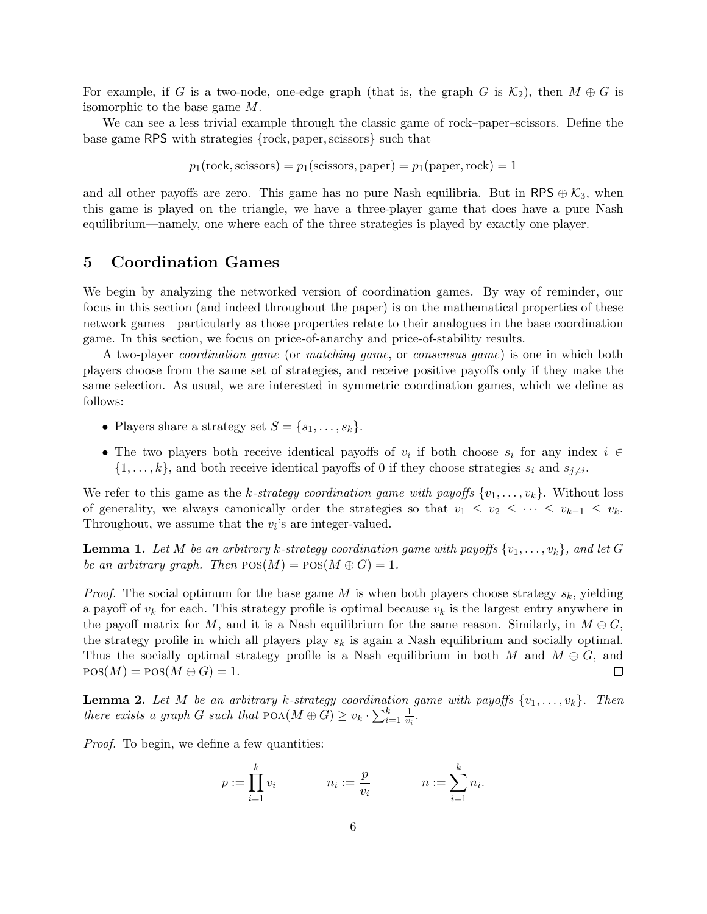For example, if $G$ is a two-node, one-edge graph (that is, the graph $G$ is $\mathcal{K}_2$), then $M \oplus G$ is isomorphic to the base game $M$.

We can see a less trivial example through the classic game of rock–paper–scissors. Define the base game $\mathsf{RPS}$ with strategies {rock, paper, scissors} such that

$$p_1(\text{rock}, \text{scissors}) = p_1(\text{scissors}, \text{paper}) = p_1(\text{paper}, \text{rock}) = 1$$

and all other payoffs are zero. This game has no pure Nash equilibria. But in $\mathsf{RPS} \oplus \mathcal{K}_3$, when this game is played on the triangle, we have a three-player game that does have a pure Nash equilibrium—namely, one where each of the three strategies is played by exactly one player.

## 5 Coordination Games

We begin by analyzing the networked version of coordination games. By way of reminder, our focus in this section (and indeed throughout the paper) is on the mathematical properties of these network games—particularly as those properties relate to their analogues in the base coordination game. In this section, we focus on price-of-anarchy and price-of-stability results.

A two-player *coordination game* (or *matching game*, or *consensus game*) is one in which both players choose from the same set of strategies, and receive positive payoffs only if they make the same selection. As usual, we are interested in symmetric coordination games, which we define as follows:

- Players share a strategy set $S = \{s_1, \ldots, s_k\}$.
- The two players both receive identical payoffs of $v_i$ if both choose $s_i$ for any index $i \in \{1, \ldots, k\}$, and both receive identical payoffs of 0 if they choose strategies $s_i$ and $s_{j \neq i}$.

We refer to this game as the *k-strategy coordination game with payoffs* $\{v_1, \ldots, v_k\}$. Without loss of generality, we always canonically order the strategies so that $v_1 \leq v_2 \leq \cdots \leq v_{k-1} \leq v_k$. Throughout, we assume that the $v_i$'s are integer-valued.

**Lemma 1.** *Let $M$ be an arbitrary $k$-strategy coordination game with payoffs $\{v_1, \ldots, v_k\}$, and let $G$ be an arbitrary graph. Then $\text{POS}(M) = \text{POS}(M \oplus G) = 1$.*

*Proof.* The social optimum for the base game $M$ is when both players choose strategy $s_k$, yielding a payoff of $v_k$ for each. This strategy profile is optimal because $v_k$ is the largest entry anywhere in the payoff matrix for $M$, and it is a Nash equilibrium for the same reason. Similarly, in $M \oplus G$, the strategy profile in which all players play $s_k$ is again a Nash equilibrium and socially optimal. Thus the socially optimal strategy profile is a Nash equilibrium in both $M$ and $M \oplus G$, and $\text{POS}(M) = \text{POS}(M \oplus G) = 1$. □

**Lemma 2.** *Let $M$ be an arbitrary $k$-strategy coordination game with payoffs $\{v_1, \ldots, v_k\}$. Then there exists a graph $G$ such that $\text{POA}(M \oplus G) \geq v_k \cdot \sum_{i=1}^{k} \frac{1}{v_i}$.*

*Proof.* To begin, we define a few quantities:

$$p := \prod_{i=1}^{k} v_i \qquad\qquad n_i := \frac{p}{v_i} \qquad\qquad n := \sum_{i=1}^{k} n_i.$$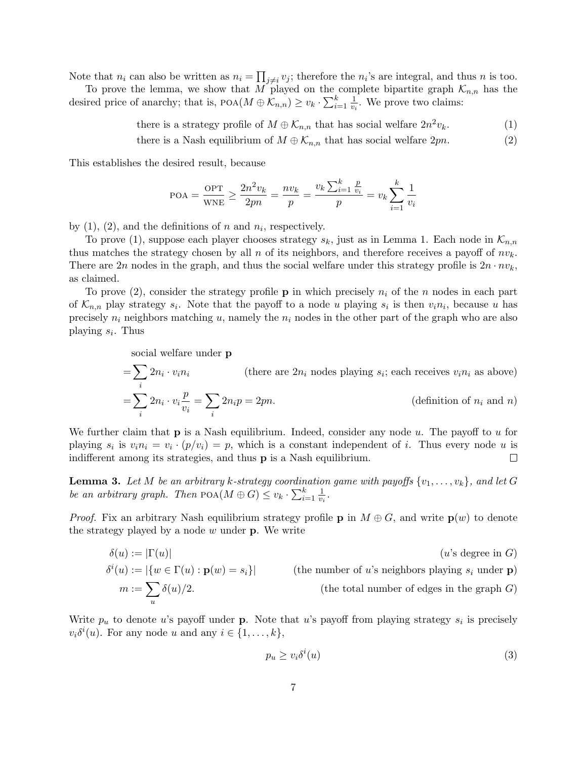Note that $n_i$ can also be written as $n_i = \prod_{j \neq i} v_j$; therefore the $n_i$'s are integral, and thus $n$ is too.

To prove the lemma, we show that $M$ played on the complete bipartite graph $\mathcal{K}_{n,n}$ has the desired price of anarchy; that is, $\text{POA}(M \oplus \mathcal{K}_{n,n}) \geq v_k \cdot \sum_{i=1}^{k} \frac{1}{v_i}$. We prove two claims:

$$\text{there is a strategy profile of } M \oplus \mathcal{K}_{n,n} \text{ that has social welfare } 2n^2 v_k. \tag{1}$$

$$\text{there is a Nash equilibrium of } M \oplus \mathcal{K}_{n,n} \text{ that has social welfare } 2pn. \tag{2}$$

This establishes the desired result, because

$$\text{POA} = \frac{\text{OPT}}{\text{WNE}} \geq \frac{2n^2 v_k}{2pn} = \frac{n v_k}{p} = \frac{v_k \sum_{i=1}^{k} \frac{p}{v_i}}{p} = v_k \sum_{i=1}^{k} \frac{1}{v_i}$$

by (1), (2), and the definitions of $n$ and $n_i$, respectively.

To prove (1), suppose each player chooses strategy $s_k$, just as in Lemma 1. Each node in $\mathcal{K}_{n,n}$ thus matches the strategy chosen by all $n$ of its neighbors, and therefore receives a payoff of $nv_k$. There are $2n$ nodes in the graph, and thus the social welfare under this strategy profile is $2n \cdot nv_k$, as claimed.

To prove (2), consider the strategy profile $\mathbf{p}$ in which precisely $n_i$ of the $n$ nodes in each part of $\mathcal{K}_{n,n}$ play strategy $s_i$. Note that the payoff to a node $u$ playing $s_i$ is then $v_i n_i$, because $u$ has precisely $n_i$ neighbors matching $u$, namely the $n_i$ nodes in the other part of the graph who are also playing $s_i$. Thus

$$\begin{aligned}
&\text{social welfare under } \mathbf{p} \\
&= \sum_i 2n_i \cdot v_i n_i && \text{(there are } 2n_i \text{ nodes playing } s_i\text{; each receives } v_i n_i \text{ as above)} \\
&= \sum_i 2n_i \cdot v_i \frac{p}{v_i} = \sum_i 2n_i p = 2pn. && \text{(definition of } n_i \text{ and } n\text{)}
\end{aligned}$$

We further claim that $\mathbf{p}$ is a Nash equilibrium. Indeed, consider any node $u$. The payoff to $u$ for playing $s_i$ is $v_i n_i = v_i \cdot (p/v_i) = p$, which is a constant independent of $i$. Thus every node $u$ is indifferent among its strategies, and thus $\mathbf{p}$ is a Nash equilibrium. □

**Lemma 3.** *Let $M$ be an arbitrary $k$-strategy coordination game with payoffs $\{v_1, \ldots, v_k\}$, and let $G$ be an arbitrary graph. Then $\text{POA}(M \oplus G) \leq v_k \cdot \sum_{i=1}^{k} \frac{1}{v_i}$.*

*Proof.* Fix an arbitrary Nash equilibrium strategy profile $\mathbf{p}$ in $M \oplus G$, and write $\mathbf{p}(w)$ to denote the strategy played by a node $w$ under $\mathbf{p}$. We write

$$\begin{aligned}
\delta(u) &:= |\Gamma(u)| && (u\text{'s degree in } G) \\
\delta^i(u) &:= |\{w \in \Gamma(u) : \mathbf{p}(w) = s_i\}| && \text{(the number of } u\text{'s neighbors playing } s_i \text{ under } \mathbf{p}) \\
m &:= \sum_u \delta(u)/2. && \text{(the total number of edges in the graph } G)
\end{aligned}$$

Write $p_u$ to denote $u$'s payoff under $\mathbf{p}$. Note that $u$'s payoff from playing strategy $s_i$ is precisely $v_i \delta^i(u)$. For any node $u$ and any $i \in \{1, \ldots, k\}$,

$$p_u \geq v_i \delta^i(u) \tag{3}$$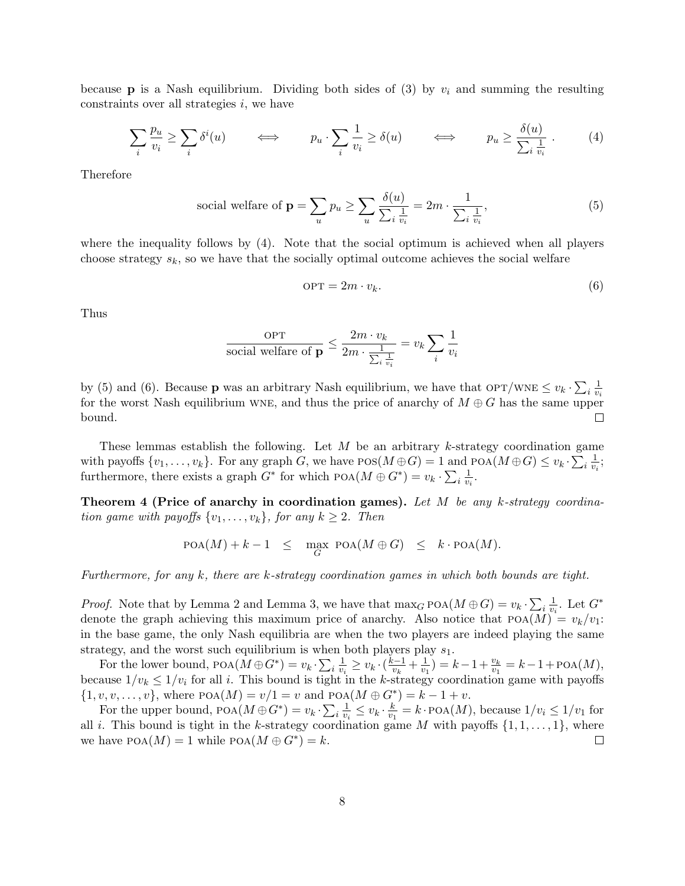because $\mathbf{p}$ is a Nash equilibrium. Dividing both sides of (3) by $v_i$ and summing the resulting constraints over all strategies $i$, we have

$$\sum_i \frac{p_u}{v_i} \geq \sum_i \delta^i(u) \qquad \Longleftrightarrow \qquad p_u \cdot \sum_i \frac{1}{v_i} \geq \delta(u) \qquad \Longleftrightarrow \qquad p_u \geq \frac{\delta(u)}{\sum_i \frac{1}{v_i}} . \tag{4}$$

Therefore

$$\text{social welfare of } \mathbf{p} = \sum_u p_u \geq \sum_u \frac{\delta(u)}{\sum_i \frac{1}{v_i}} = 2m \cdot \frac{1}{\sum_i \frac{1}{v_i}}, \tag{5}$$

where the inequality follows by (4). Note that the social optimum is achieved when all players choose strategy $s_k$, so we have that the socially optimal outcome achieves the social welfare

$$\text{OPT} = 2m \cdot v_k. \tag{6}$$

Thus

$$\frac{\text{OPT}}{\text{social welfare of } \mathbf{p}} \leq \frac{2m \cdot v_k}{2m \cdot \frac{1}{\sum_i \frac{1}{v_i}}} = v_k \sum_i \frac{1}{v_i}$$

by (5) and (6). Because $\mathbf{p}$ was an arbitrary Nash equilibrium, we have that $\text{OPT}/\text{WNE} \leq v_k \cdot \sum_i \frac{1}{v_i}$ for the worst Nash equilibrium WNE, and thus the price of anarchy of $M \oplus G$ has the same upper bound. ◻

These lemmas establish the following. Let $M$ be an arbitrary $k$-strategy coordination game with payoffs $\{v_1, \ldots, v_k\}$. For any graph $G$, we have $\text{POS}(M \oplus G) = 1$ and $\text{POA}(M \oplus G) \leq v_k \cdot \sum_i \frac{1}{v_i}$; furthermore, there exists a graph $G^*$ for which $\text{POA}(M \oplus G^*) = v_k \cdot \sum_i \frac{1}{v_i}$.

**Theorem 4 (Price of anarchy in coordination games).** *Let $M$ be any $k$-strategy coordination game with payoffs $\{v_1, \ldots, v_k\}$, for any $k \geq 2$. Then*

$$\text{POA}(M) + k - 1 \quad \leq \quad \max_G \ \text{POA}(M \oplus G) \quad \leq \quad k \cdot \text{POA}(M).$$

*Furthermore, for any $k$, there are $k$-strategy coordination games in which both bounds are tight.*

*Proof.* Note that by Lemma 2 and Lemma 3, we have that $\max_G \text{POA}(M \oplus G) = v_k \cdot \sum_i \frac{1}{v_i}$. Let $G^*$ denote the graph achieving this maximum price of anarchy. Also notice that $\text{POA}(M) = v_k/v_1$: in the base game, the only Nash equilibria are when the two players are indeed playing the same strategy, and the worst such equilibrium is when both players play $s_1$.

For the lower bound, $\text{POA}(M \oplus G^*) = v_k \cdot \sum_i \frac{1}{v_i} \geq v_k \cdot (\frac{k-1}{v_k} + \frac{1}{v_1}) = k - 1 + \frac{v_k}{v_1} = k - 1 + \text{POA}(M)$, because $1/v_k \leq 1/v_i$ for all $i$. This bound is tight in the $k$-strategy coordination game with payoffs $\{1, v, v, \ldots, v\}$, where $\text{POA}(M) = v/1 = v$ and $\text{POA}(M \oplus G^*) = k - 1 + v$.

For the upper bound, $\text{POA}(M \oplus G^*) = v_k \cdot \sum_i \frac{1}{v_i} \leq v_k \cdot \frac{k}{v_1} = k \cdot \text{POA}(M)$, because $1/v_i \leq 1/v_1$ for all $i$. This bound is tight in the $k$-strategy coordination game $M$ with payoffs $\{1, 1, \ldots, 1\}$, where we have $\text{POA}(M) = 1$ while $\text{POA}(M \oplus G^*) = k$. ◻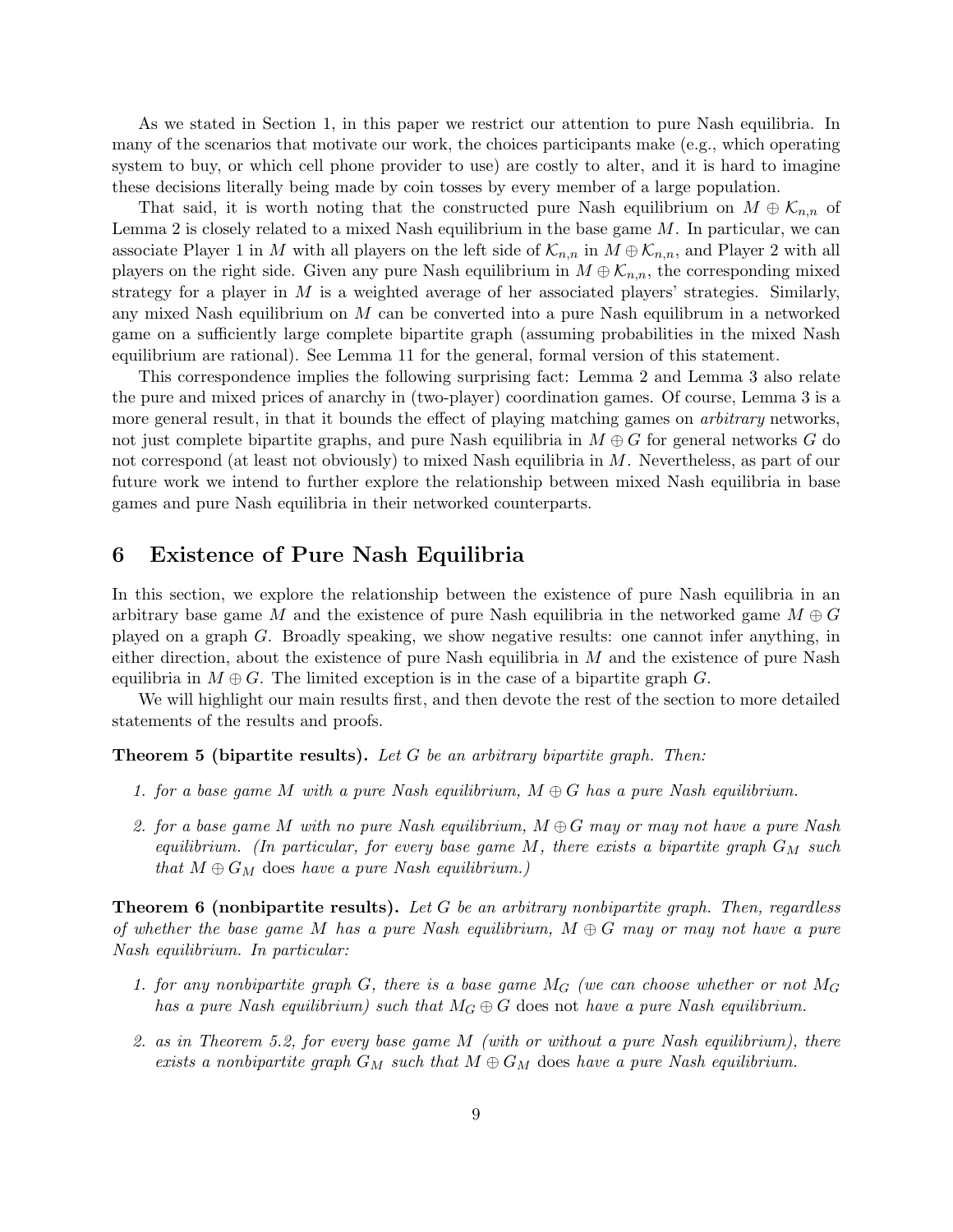As we stated in Section 1, in this paper we restrict our attention to pure Nash equilibria. In many of the scenarios that motivate our work, the choices participants make (e.g., which operating system to buy, or which cell phone provider to use) are costly to alter, and it is hard to imagine these decisions literally being made by coin tosses by every member of a large population.

That said, it is worth noting that the constructed pure Nash equilibrium on $M \oplus \mathcal{K}_{n,n}$ of Lemma 2 is closely related to a mixed Nash equilibrium in the base game $M$. In particular, we can associate Player 1 in $M$ with all players on the left side of $\mathcal{K}_{n,n}$ in $M \oplus \mathcal{K}_{n,n}$, and Player 2 with all players on the right side. Given any pure Nash equilibrium in $M \oplus \mathcal{K}_{n,n}$, the corresponding mixed strategy for a player in $M$ is a weighted average of her associated players' strategies. Similarly, any mixed Nash equilibrium on $M$ can be converted into a pure Nash equilibrum in a networked game on a sufficiently large complete bipartite graph (assuming probabilities in the mixed Nash equilibrium are rational). See Lemma 11 for the general, formal version of this statement.

This correspondence implies the following surprising fact: Lemma 2 and Lemma 3 also relate the pure and mixed prices of anarchy in (two-player) coordination games. Of course, Lemma 3 is a more general result, in that it bounds the effect of playing matching games on *arbitrary* networks, not just complete bipartite graphs, and pure Nash equilibria in $M \oplus G$ for general networks $G$ do not correspond (at least not obviously) to mixed Nash equilibria in $M$. Nevertheless, as part of our future work we intend to further explore the relationship between mixed Nash equilibria in base games and pure Nash equilibria in their networked counterparts.

## 6 Existence of Pure Nash Equilibria

In this section, we explore the relationship between the existence of pure Nash equilibria in an arbitrary base game $M$ and the existence of pure Nash equilibria in the networked game $M \oplus G$ played on a graph $G$. Broadly speaking, we show negative results: one cannot infer anything, in either direction, about the existence of pure Nash equilibria in $M$ and the existence of pure Nash equilibria in $M \oplus G$. The limited exception is in the case of a bipartite graph $G$.

We will highlight our main results first, and then devote the rest of the section to more detailed statements of the results and proofs.

**Theorem 5 (bipartite results).** *Let $G$ be an arbitrary bipartite graph. Then:*

1. *for a base game $M$ with a pure Nash equilibrium, $M \oplus G$ has a pure Nash equilibrium.*
2. *for a base game $M$ with no pure Nash equilibrium, $M \oplus G$ may or may not have a pure Nash equilibrium. (In particular, for every base game $M$, there exists a bipartite graph $G_M$ such that $M \oplus G_M$* does *have a pure Nash equilibrium.)*

**Theorem 6 (nonbipartite results).** *Let $G$ be an arbitrary nonbipartite graph. Then, regardless of whether the base game $M$ has a pure Nash equilibrium, $M \oplus G$ may or may not have a pure Nash equilibrium. In particular:*

1. *for any nonbipartite graph $G$, there is a base game $M_G$ (we can choose whether or not $M_G$ has a pure Nash equilibrium) such that $M_G \oplus G$* does not *have a pure Nash equilibrium.*
2. *as in Theorem 5.2, for every base game $M$ (with or without a pure Nash equilibrium), there exists a nonbipartite graph $G_M$ such that $M \oplus G_M$* does *have a pure Nash equilibrium.*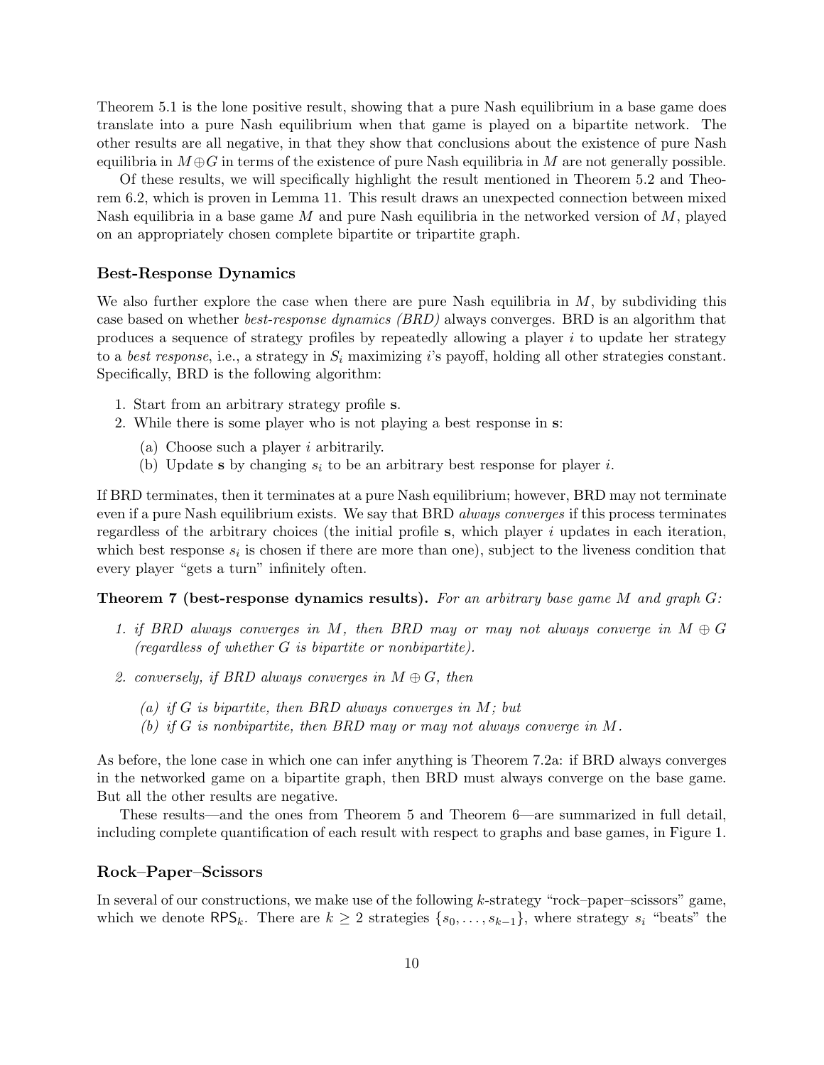Theorem 5.1 is the lone positive result, showing that a pure Nash equilibrium in a base game does translate into a pure Nash equilibrium when that game is played on a bipartite network. The other results are all negative, in that they show that conclusions about the existence of pure Nash equilibria in $M \oplus G$ in terms of the existence of pure Nash equilibria in $M$ are not generally possible.

Of these results, we will specifically highlight the result mentioned in Theorem 5.2 and Theorem 6.2, which is proven in Lemma 11. This result draws an unexpected connection between mixed Nash equilibria in a base game $M$ and pure Nash equilibria in the networked version of $M$, played on an appropriately chosen complete bipartite or tripartite graph.

### Best-Response Dynamics

We also further explore the case when there are pure Nash equilibria in $M$, by subdividing this case based on whether *best-response dynamics (BRD)* always converges. BRD is an algorithm that produces a sequence of strategy profiles by repeatedly allowing a player $i$ to update her strategy to a *best response*, i.e., a strategy in $S_i$ maximizing $i$'s payoff, holding all other strategies constant. Specifically, BRD is the following algorithm:

1. Start from an arbitrary strategy profile $\mathbf{s}$.
2. While there is some player who is not playing a best response in $\mathbf{s}$:
   (a) Choose such a player $i$ arbitrarily.
   (b) Update $\mathbf{s}$ by changing $s_i$ to be an arbitrary best response for player $i$.

If BRD terminates, then it terminates at a pure Nash equilibrium; however, BRD may not terminate even if a pure Nash equilibrium exists. We say that BRD *always converges* if this process terminates regardless of the arbitrary choices (the initial profile $\mathbf{s}$, which player $i$ updates in each iteration, which best response $s_i$ is chosen if there are more than one), subject to the liveness condition that every player "gets a turn" infinitely often.

**Theorem 7 (best-response dynamics results).** *For an arbitrary base game $M$ and graph $G$:*

1. *if BRD always converges in $M$, then BRD may or may not always converge in $M \oplus G$ (regardless of whether $G$ is bipartite or nonbipartite).*
2. *conversely, if BRD always converges in $M \oplus G$, then*
   *(a) if $G$ is bipartite, then BRD always converges in $M$; but*
   *(b) if $G$ is nonbipartite, then BRD may or may not always converge in $M$.*

As before, the lone case in which one can infer anything is Theorem 7.2a: if BRD always converges in the networked game on a bipartite graph, then BRD must always converge on the base game. But all the other results are negative.

These results—and the ones from Theorem 5 and Theorem 6—are summarized in full detail, including complete quantification of each result with respect to graphs and base games, in Figure 1.

### Rock–Paper–Scissors

In several of our constructions, we make use of the following $k$-strategy "rock–paper–scissors" game, which we denote $\mathsf{RPS}_k$. There are $k \geq 2$ strategies $\{s_0, \ldots, s_{k-1}\}$, where strategy $s_i$ "beats" the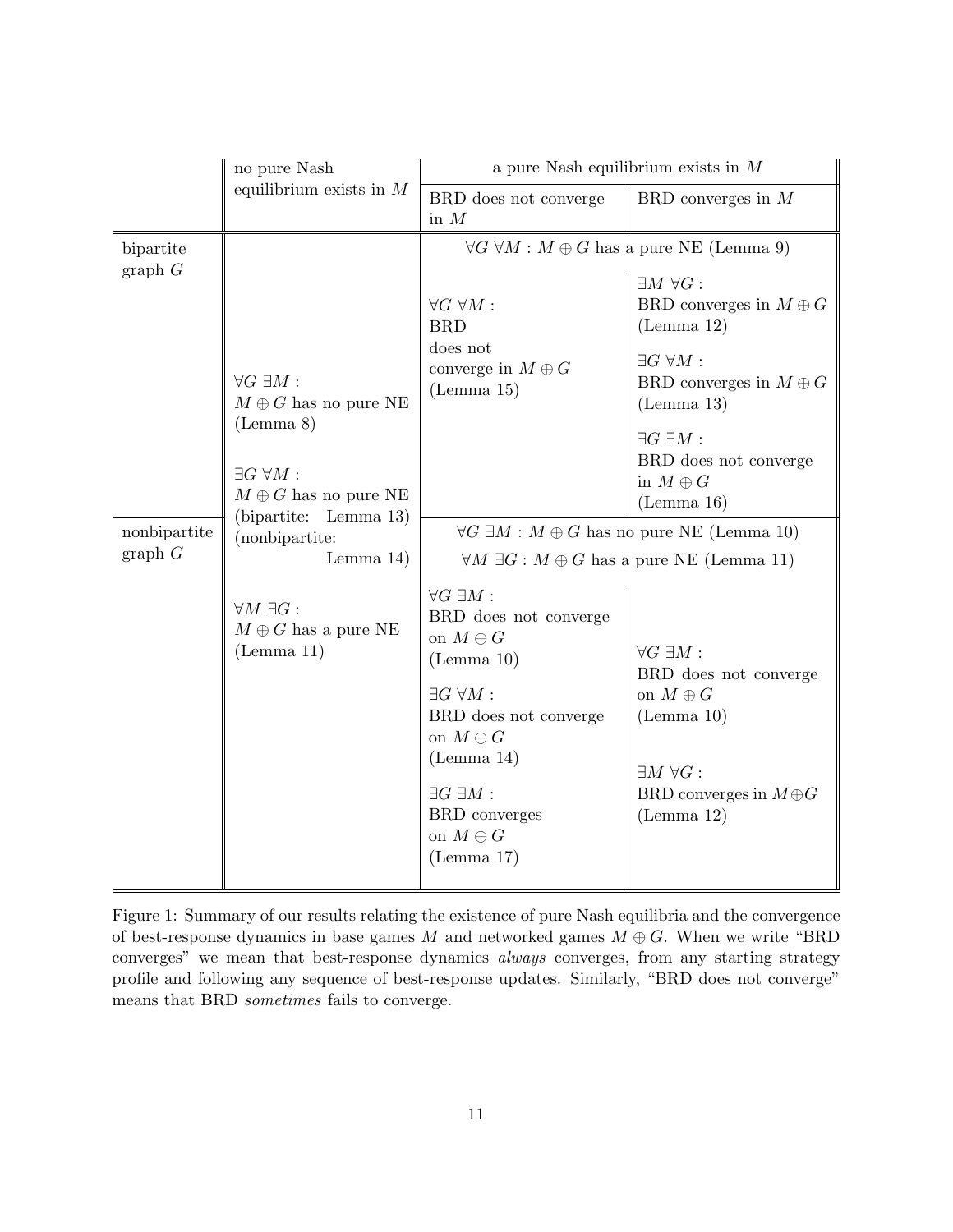| | no pure Nash equilibrium exists in $M$ | a pure Nash equilibrium exists in $M$ | |
|---|---|---|---|
| | | BRD does not converge in $M$ | BRD converges in $M$ |
| bipartite graph $G$ | $\forall G\ \exists M$ : $M \oplus G$ has no pure NE (Lemma 8)<br><br>$\exists G\ \forall M$ : $M \oplus G$ has no pure NE (bipartite: Lemma 13) (nonbipartite: Lemma 14)<br><br>$\forall M\ \exists G$ : $M \oplus G$ has a pure NE (Lemma 11) | $\forall G\ \forall M : M \oplus G$ has a pure NE (Lemma 9)<br><br>$\forall G\ \forall M$ : BRD does not converge in $M \oplus G$ (Lemma 15) | $\forall G\ \forall M : M \oplus G$ has a pure NE (Lemma 9)<br><br>$\exists M\ \forall G$ : BRD converges in $M \oplus G$ (Lemma 12)<br><br>$\exists G\ \forall M$ : BRD converges in $M \oplus G$ (Lemma 13)<br><br>$\exists G\ \exists M$ : BRD does not converge in $M \oplus G$ (Lemma 16) |
| nonbipartite graph $G$ | | $\forall G\ \exists M : M \oplus G$ has no pure NE (Lemma 10)<br>$\forall M\ \exists G : M \oplus G$ has a pure NE (Lemma 11)<br><br>$\forall G\ \exists M$ : BRD does not converge on $M \oplus G$ (Lemma 10)<br><br>$\exists G\ \forall M$ : BRD does not converge on $M \oplus G$ (Lemma 14)<br><br>$\exists G\ \exists M$ : BRD converges on $M \oplus G$ (Lemma 17) | $\forall G\ \exists M : M \oplus G$ has no pure NE (Lemma 10)<br>$\forall M\ \exists G : M \oplus G$ has a pure NE (Lemma 11)<br><br>$\forall G\ \exists M$ : BRD does not converge on $M \oplus G$ (Lemma 10)<br><br>$\exists M\ \forall G$ : BRD converges in $M \oplus G$ (Lemma 12) |

Figure 1: Summary of our results relating the existence of pure Nash equilibria and the convergence of best-response dynamics in base games $M$ and networked games $M \oplus G$. When we write "BRD converges" we mean that best-response dynamics *always* converges, from any starting strategy profile and following any sequence of best-response updates. Similarly, "BRD does not converge" means that BRD *sometimes* fails to converge.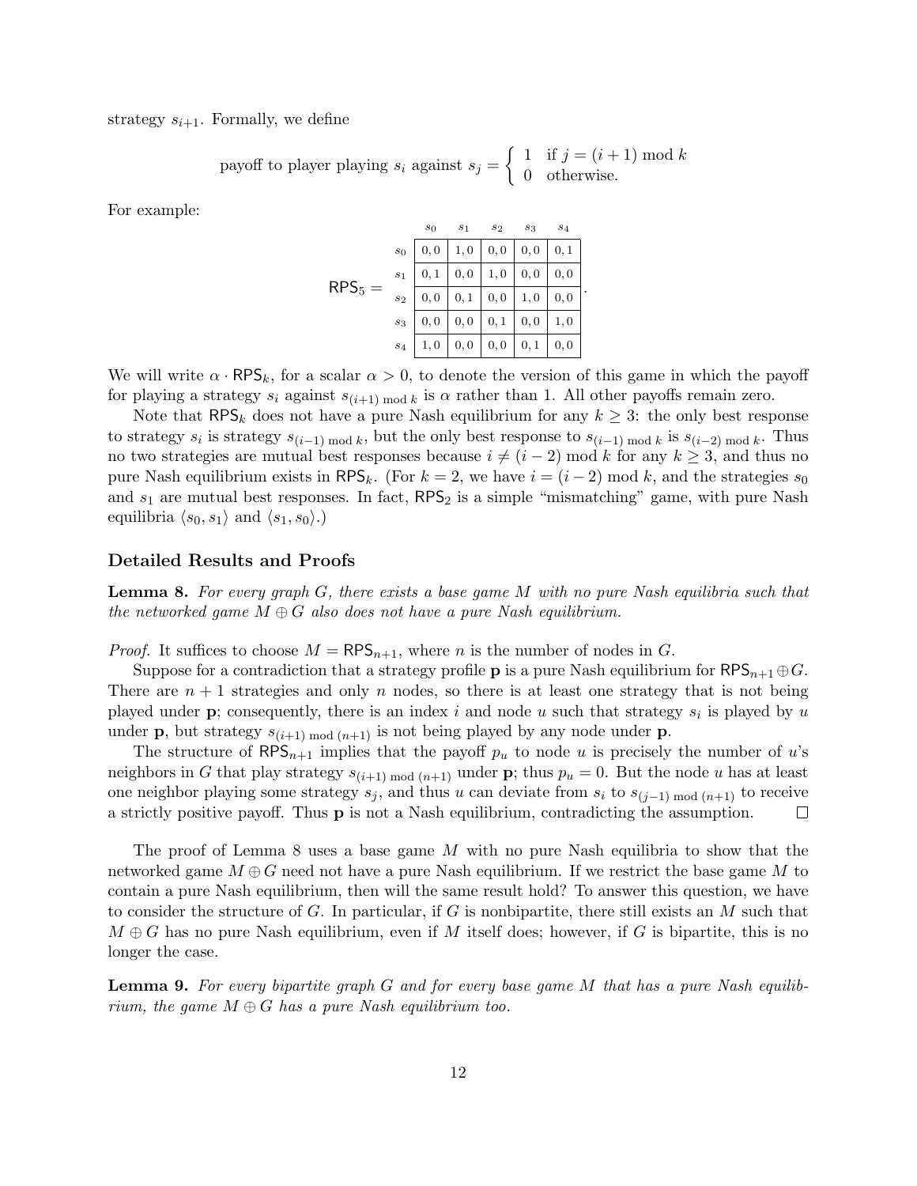strategy $s_{i+1}$. Formally, we define

$$\text{payoff to player playing } s_i \text{ against } s_j = \begin{cases} 1 & \text{if } j = (i+1) \bmod k \\ 0 & \text{otherwise.} \end{cases}$$

For example:

$\mathsf{RPS}_5 =$

| | $s_0$ | $s_1$ | $s_2$ | $s_3$ | $s_4$ |
|---|---|---|---|---|---|
| $s_0$ | 0, 0 | 1, 0 | 0, 0 | 0, 0 | 0, 1 |
| $s_1$ | 0, 1 | 0, 0 | 1, 0 | 0, 0 | 0, 0 |
| $s_2$ | 0, 0 | 0, 1 | 0, 0 | 1, 0 | 0, 0 |
| $s_3$ | 0, 0 | 0, 0 | 0, 1 | 0, 0 | 1, 0 |
| $s_4$ | 1, 0 | 0, 0 | 0, 0 | 0, 1 | 0, 0 |

We will write $\alpha \cdot \mathsf{RPS}_k$, for a scalar $\alpha > 0$, to denote the version of this game in which the payoff for playing a strategy $s_i$ against $s_{(i+1) \bmod k}$ is $\alpha$ rather than 1. All other payoffs remain zero.

Note that $\mathsf{RPS}_k$ does not have a pure Nash equilibrium for any $k \geq 3$: the only best response to strategy $s_i$ is strategy $s_{(i-1) \bmod k}$, but the only best response to $s_{(i-1) \bmod k}$ is $s_{(i-2) \bmod k}$. Thus no two strategies are mutual best responses because $i \neq (i-2) \bmod k$ for any $k \geq 3$, and thus no pure Nash equilibrium exists in $\mathsf{RPS}_k$. (For $k = 2$, we have $i = (i-2) \bmod k$, and the strategies $s_0$ and $s_1$ are mutual best responses. In fact, $\mathsf{RPS}_2$ is a simple "mismatching" game, with pure Nash equilibria $\langle s_0, s_1 \rangle$ and $\langle s_1, s_0 \rangle$.)

### Detailed Results and Proofs

**Lemma 8.** *For every graph $G$, there exists a base game $M$ with no pure Nash equilibria such that the networked game $M \oplus G$ also does not have a pure Nash equilibrium.*

*Proof.* It suffices to choose $M = \mathsf{RPS}_{n+1}$, where $n$ is the number of nodes in $G$.

Suppose for a contradiction that a strategy profile $\mathbf{p}$ is a pure Nash equilibrium for $\mathsf{RPS}_{n+1} \oplus G$. There are $n+1$ strategies and only $n$ nodes, so there is at least one strategy that is not being played under $\mathbf{p}$; consequently, there is an index $i$ and node $u$ such that strategy $s_i$ is played by $u$ under $\mathbf{p}$, but strategy $s_{(i+1) \bmod (n+1)}$ is not being played by any node under $\mathbf{p}$.

The structure of $\mathsf{RPS}_{n+1}$ implies that the payoff $p_u$ to node $u$ is precisely the number of $u$'s neighbors in $G$ that play strategy $s_{(i+1) \bmod (n+1)}$ under $\mathbf{p}$; thus $p_u = 0$. But the node $u$ has at least one neighbor playing some strategy $s_j$, and thus $u$ can deviate from $s_i$ to $s_{(j-1) \bmod (n+1)}$ to receive a strictly positive payoff. Thus $\mathbf{p}$ is not a Nash equilibrium, contradicting the assumption. $\square$

The proof of Lemma 8 uses a base game $M$ with no pure Nash equilibria to show that the networked game $M \oplus G$ need not have a pure Nash equilibrium. If we restrict the base game $M$ to contain a pure Nash equilibrium, then will the same result hold? To answer this question, we have to consider the structure of $G$. In particular, if $G$ is nonbipartite, there still exists an $M$ such that $M \oplus G$ has no pure Nash equilibrium, even if $M$ itself does; however, if $G$ is bipartite, this is no longer the case.

**Lemma 9.** *For every bipartite graph $G$ and for every base game $M$ that has a pure Nash equilibrium, the game $M \oplus G$ has a pure Nash equilibrium too.*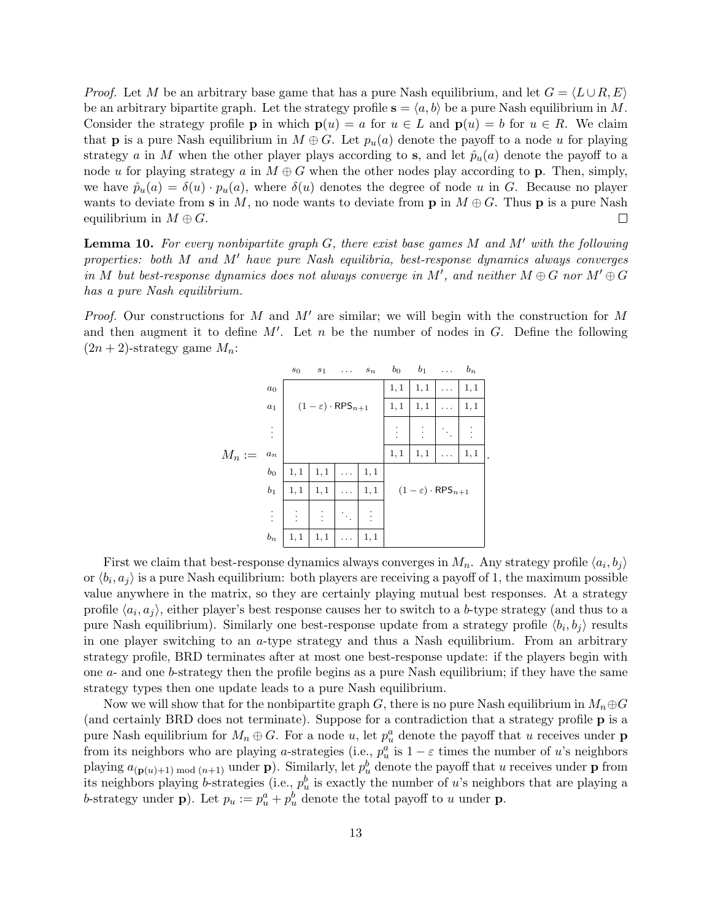*Proof.* Let $M$ be an arbitrary base game that has a pure Nash equilibrium, and let $G = \langle L \cup R, E \rangle$ be an arbitrary bipartite graph. Let the strategy profile $\mathbf{s} = \langle a, b \rangle$ be a pure Nash equilibrium in $M$. Consider the strategy profile $\mathbf{p}$ in which $\mathbf{p}(u) = a$ for $u \in L$ and $\mathbf{p}(u) = b$ for $u \in R$. We claim that $\mathbf{p}$ is a pure Nash equilibrium in $M \oplus G$. Let $p_u(a)$ denote the payoff to a node $u$ for playing strategy $a$ in $M$ when the other player plays according to $\mathbf{s}$, and let $\hat{p}_u(a)$ denote the payoff to a node $u$ for playing strategy $a$ in $M \oplus G$ when the other nodes play according to $\mathbf{p}$. Then, simply, we have $\hat{p}_u(a) = \delta(u) \cdot p_u(a)$, where $\delta(u)$ denotes the degree of node $u$ in $G$. Because no player wants to deviate from $\mathbf{s}$ in $M$, no node wants to deviate from $\mathbf{p}$ in $M \oplus G$. Thus $\mathbf{p}$ is a pure Nash equilibrium in $M \oplus G$. □

**Lemma 10.** *For every nonbipartite graph $G$, there exist base games $M$ and $M'$ with the following properties: both $M$ and $M'$ have pure Nash equilibria, best-response dynamics always converges in $M$ but best-response dynamics does not always converge in $M'$, and neither $M \oplus G$ nor $M' \oplus G$ has a pure Nash equilibrium.*

*Proof.* Our constructions for $M$ and $M'$ are similar; we will begin with the construction for $M$ and then augment it to define $M'$. Let $n$ be the number of nodes in $G$. Define the following $(2n+2)$-strategy game $M_n$:

$M_n :=$

| | $s_0$ | $s_1$ | $\dots$ | $s_n$ | $b_0$ | $b_1$ | $\dots$ | $b_n$ |
|---|---|---|---|---|---|---|---|---|
| $a_0$ | | | | | $1,1$ | $1,1$ | $\dots$ | $1,1$ |
| $a_1$ | $(1-\varepsilon)\cdot \mathsf{RPS}_{n+1}$ | | | | $1,1$ | $1,1$ | $\dots$ | $1,1$ |
| $\vdots$ | | | | | $\vdots$ | $\vdots$ | $\ddots$ | $\vdots$ |
| $a_n$ | | | | | $1,1$ | $1,1$ | $\dots$ | $1,1$ |
| $b_0$ | $1,1$ | $1,1$ | $\dots$ | $1,1$ | | | | |
| $b_1$ | $1,1$ | $1,1$ | $\dots$ | $1,1$ | $(1-\varepsilon)\cdot \mathsf{RPS}_{n+1}$ | | | |
| $\vdots$ | $\vdots$ | $\vdots$ | $\ddots$ | $\vdots$ | | | | |
| $b_n$ | $1,1$ | $1,1$ | $\dots$ | $1,1$ | | | | |

First we claim that best-response dynamics always converges in $M_n$. Any strategy profile $\langle a_i, b_j \rangle$ or $\langle b_i, a_j \rangle$ is a pure Nash equilibrium: both players are receiving a payoff of 1, the maximum possible value anywhere in the matrix, so they are certainly playing mutual best responses. At a strategy profile $\langle a_i, a_j \rangle$, either player's best response causes her to switch to a $b$-type strategy (and thus to a pure Nash equilibrium). Similarly one best-response update from a strategy profile $\langle b_i, b_j \rangle$ results in one player switching to an $a$-type strategy and thus a Nash equilibrium. From an arbitrary strategy profile, BRD terminates after at most one best-response update: if the players begin with one $a$- and one $b$-strategy then the profile begins as a pure Nash equilibrium; if they have the same strategy types then one update leads to a pure Nash equilibrium.

Now we will show that for the nonbipartite graph $G$, there is no pure Nash equilibrium in $M_n \oplus G$ (and certainly BRD does not terminate). Suppose for a contradiction that a strategy profile $\mathbf{p}$ is a pure Nash equilibrium for $M_n \oplus G$. For a node $u$, let $p_u^a$ denote the payoff that $u$ receives under $\mathbf{p}$ from its neighbors who are playing $a$-strategies (i.e., $p_u^a$ is $1-\varepsilon$ times the number of $u$'s neighbors playing $a_{(\mathbf{p}(u)+1) \bmod (n+1)}$ under $\mathbf{p}$). Similarly, let $p_u^b$ denote the payoff that $u$ receives under $\mathbf{p}$ from its neighbors playing $b$-strategies (i.e., $p_u^b$ is exactly the number of $u$'s neighbors that are playing a $b$-strategy under $\mathbf{p}$). Let $p_u := p_u^a + p_u^b$ denote the total payoff to $u$ under $\mathbf{p}$.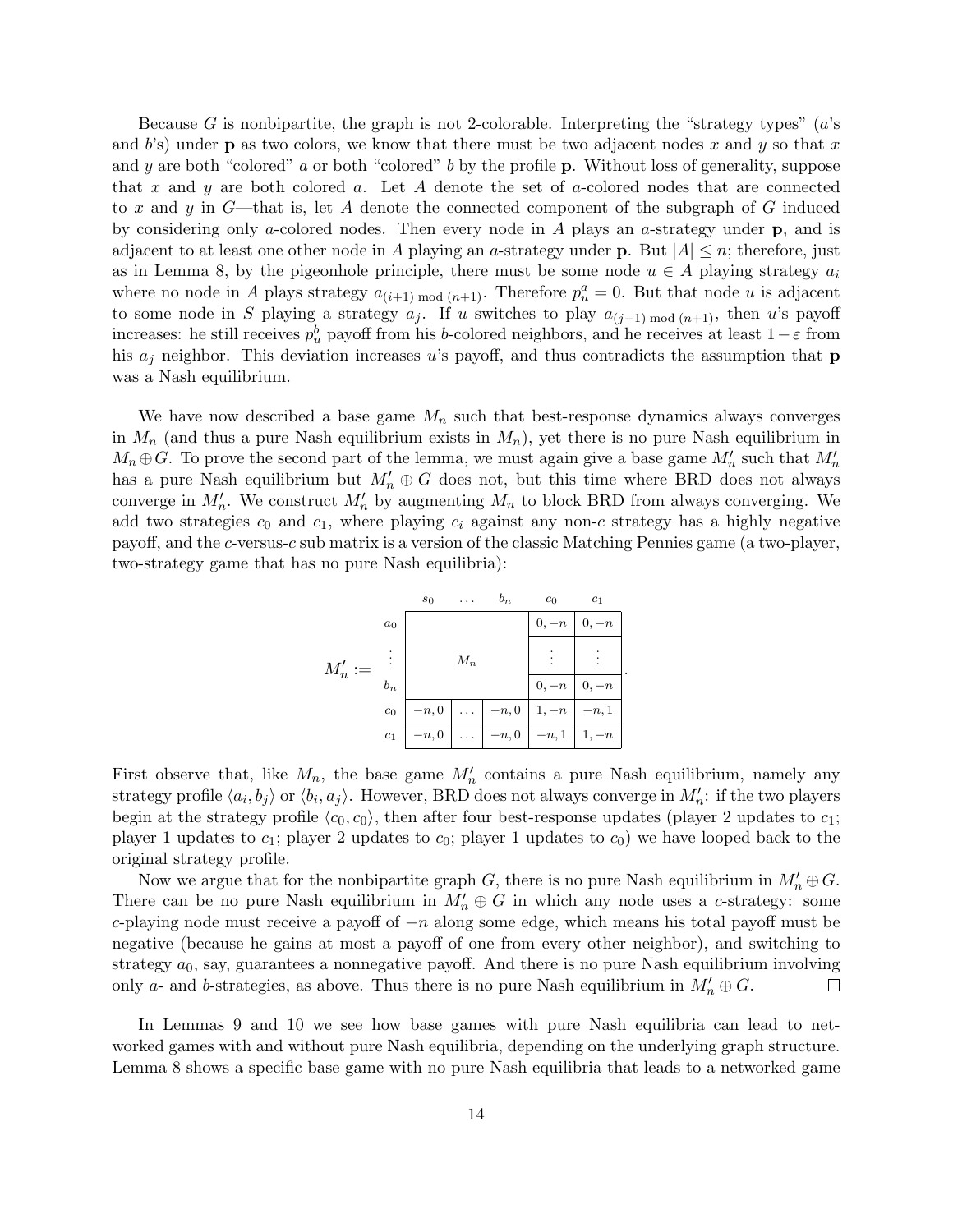Because $G$ is nonbipartite, the graph is not 2-colorable. Interpreting the "strategy types" ($a$'s and $b$'s) under $\mathbf{p}$ as two colors, we know that there must be two adjacent nodes $x$ and $y$ so that $x$ and $y$ are both "colored" $a$ or both "colored" $b$ by the profile $\mathbf{p}$. Without loss of generality, suppose that $x$ and $y$ are both colored $a$. Let $A$ denote the set of $a$-colored nodes that are connected to $x$ and $y$ in $G$—that is, let $A$ denote the connected component of the subgraph of $G$ induced by considering only $a$-colored nodes. Then every node in $A$ plays an $a$-strategy under $\mathbf{p}$, and is adjacent to at least one other node in $A$ playing an $a$-strategy under $\mathbf{p}$. But $|A| \leq n$; therefore, just as in Lemma 8, by the pigeonhole principle, there must be some node $u \in A$ playing strategy $a_i$ where no node in $A$ plays strategy $a_{(i+1) \bmod (n+1)}$. Therefore $p_u^a = 0$. But that node $u$ is adjacent to some node in $S$ playing a strategy $a_j$. If $u$ switches to play $a_{(j-1) \bmod (n+1)}$, then $u$'s payoff increases: he still receives $p_u^b$ payoff from his $b$-colored neighbors, and he receives at least $1-\varepsilon$ from his $a_j$ neighbor. This deviation increases $u$'s payoff, and thus contradicts the assumption that $\mathbf{p}$ was a Nash equilibrium.

We have now described a base game $M_n$ such that best-response dynamics always converges in $M_n$ (and thus a pure Nash equilibrium exists in $M_n$), yet there is no pure Nash equilibrium in $M_n \oplus G$. To prove the second part of the lemma, we must again give a base game $M'_n$ such that $M'_n$ has a pure Nash equilibrium but $M'_n \oplus G$ does not, but this time where BRD does not always converge in $M'_n$. We construct $M'_n$ by augmenting $M_n$ to block BRD from always converging. We add two strategies $c_0$ and $c_1$, where playing $c_i$ against any non-$c$ strategy has a highly negative payoff, and the $c$-versus-$c$ sub matrix is a version of the classic Matching Pennies game (a two-player, two-strategy game that has no pure Nash equilibria):

$$
M'_n := \begin{array}{c|ccc|c|c|}
 & s_0 & \dots & b_n & c_0 & c_1 \\
\hline
a_0 & & & & 0,-n & 0,-n \\
\vdots & & M_n & & \vdots & \vdots \\
b_n & & & & 0,-n & 0,-n \\
\hline
c_0 & -n,0 & \dots & -n,0 & 1,-n & -n,1 \\
c_1 & -n,0 & \dots & -n,0 & -n,1 & 1,-n \\
\hline
\end{array}.
$$

First observe that, like $M_n$, the base game $M'_n$ contains a pure Nash equilibrium, namely any strategy profile $\langle a_i, b_j \rangle$ or $\langle b_i, a_j \rangle$. However, BRD does not always converge in $M'_n$: if the two players begin at the strategy profile $\langle c_0, c_0 \rangle$, then after four best-response updates (player 2 updates to $c_1$; player 1 updates to $c_1$; player 2 updates to $c_0$; player 1 updates to $c_0$) we have looped back to the original strategy profile.

Now we argue that for the nonbipartite graph $G$, there is no pure Nash equilibrium in $M'_n \oplus G$. There can be no pure Nash equilibrium in $M'_n \oplus G$ in which any node uses a $c$-strategy: some $c$-playing node must receive a payoff of $-n$ along some edge, which means his total payoff must be negative (because he gains at most a payoff of one from every other neighbor), and switching to strategy $a_0$, say, guarantees a nonnegative payoff. And there is no pure Nash equilibrium involving only $a$- and $b$-strategies, as above. Thus there is no pure Nash equilibrium in $M'_n \oplus G$. $\square$

In Lemmas 9 and 10 we see how base games with pure Nash equilibria can lead to networked games with and without pure Nash equilibria, depending on the underlying graph structure. Lemma 8 shows a specific base game with no pure Nash equilibria that leads to a networked game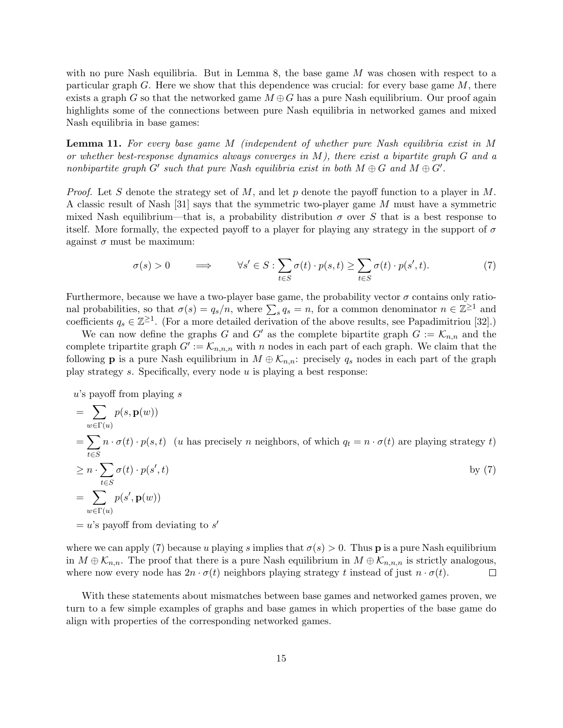with no pure Nash equilibria. But in Lemma 8, the base game $M$ was chosen with respect to a particular graph $G$. Here we show that this dependence was crucial: for every base game $M$, there exists a graph $G$ so that the networked game $M \oplus G$ has a pure Nash equilibrium. Our proof again highlights some of the connections between pure Nash equilibria in networked games and mixed Nash equilibria in base games:

**Lemma 11.** *For every base game $M$ (independent of whether pure Nash equilibria exist in $M$ or whether best-response dynamics always converges in $M$), there exist a bipartite graph $G$ and a nonbipartite graph $G'$ such that pure Nash equilibria exist in both $M \oplus G$ and $M \oplus G'$.*

*Proof.* Let $S$ denote the strategy set of $M$, and let $p$ denote the payoff function to a player in $M$. A classic result of Nash [31] says that the symmetric two-player game $M$ must have a symmetric mixed Nash equilibrium—that is, a probability distribution $\sigma$ over $S$ that is a best response to itself. More formally, the expected payoff to a player for playing any strategy in the support of $\sigma$ against $\sigma$ must be maximum:

$$\sigma(s) > 0 \qquad \Longrightarrow \qquad \forall s' \in S : \sum_{t \in S} \sigma(t) \cdot p(s,t) \geq \sum_{t \in S} \sigma(t) \cdot p(s',t). \tag{7}$$

Furthermore, because we have a two-player base game, the probability vector $\sigma$ contains only rational probabilities, so that $\sigma(s) = q_s/n$, where $\sum_s q_s = n$, for a common denominator $n \in \mathbb{Z}^{\geq 1}$ and coefficients $q_s \in \mathbb{Z}^{\geq 1}$. (For a more detailed derivation of the above results, see Papadimitriou [32].)

We can now define the graphs $G$ and $G'$ as the complete bipartite graph $G := \mathcal{K}_{n,n}$ and the complete tripartite graph $G' := \mathcal{K}_{n,n,n}$ with $n$ nodes in each part of each graph. We claim that the following $\mathbf{p}$ is a pure Nash equilibrium in $M \oplus \mathcal{K}_{n,n}$: precisely $q_s$ nodes in each part of the graph play strategy $s$. Specifically, every node $u$ is playing a best response:

$$
\begin{aligned}
&u\text{'s payoff from playing } s \\
&= \sum_{w \in \Gamma(u)} p(s, \mathbf{p}(w)) \\
&= \sum_{t \in S} n \cdot \sigma(t) \cdot p(s,t) \quad (u \text{ has precisely } n \text{ neighbors, of which } q_t = n \cdot \sigma(t) \text{ are playing strategy } t) \\
&\geq n \cdot \sum_{t \in S} \sigma(t) \cdot p(s',t) \qquad \text{by (7)} \\
&= \sum_{w \in \Gamma(u)} p(s', \mathbf{p}(w)) \\
&= u\text{'s payoff from deviating to } s'
\end{aligned}
$$

where we can apply (7) because $u$ playing $s$ implies that $\sigma(s) > 0$. Thus $\mathbf{p}$ is a pure Nash equilibrium in $M \oplus \mathcal{K}_{n,n}$. The proof that there is a pure Nash equilibrium in $M \oplus \mathcal{K}_{n,n,n}$ is strictly analogous, where now every node has $2n \cdot \sigma(t)$ neighbors playing strategy $t$ instead of just $n \cdot \sigma(t)$. $\square$

With these statements about mismatches between base games and networked games proven, we turn to a few simple examples of graphs and base games in which properties of the base game do align with properties of the corresponding networked games.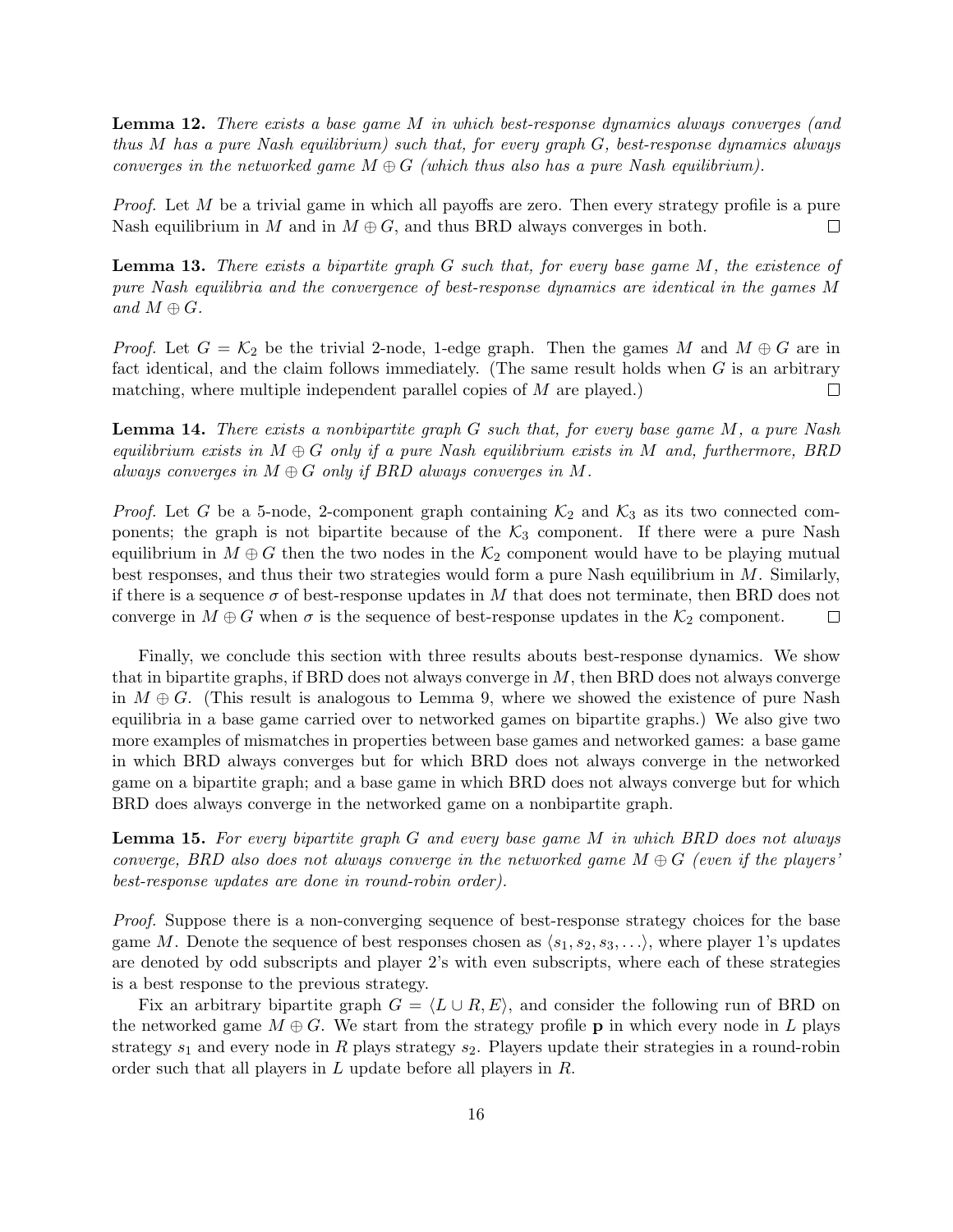**Lemma 12.** *There exists a base game $M$ in which best-response dynamics always converges (and thus $M$ has a pure Nash equilibrium) such that, for every graph $G$, best-response dynamics always converges in the networked game $M \oplus G$ (which thus also has a pure Nash equilibrium).*

*Proof.* Let $M$ be a trivial game in which all payoffs are zero. Then every strategy profile is a pure Nash equilibrium in $M$ and in $M \oplus G$, and thus BRD always converges in both. $\square$

**Lemma 13.** *There exists a bipartite graph $G$ such that, for every base game $M$, the existence of pure Nash equilibria and the convergence of best-response dynamics are identical in the games $M$ and $M \oplus G$.*

*Proof.* Let $G = \mathcal{K}_2$ be the trivial 2-node, 1-edge graph. Then the games $M$ and $M \oplus G$ are in fact identical, and the claim follows immediately. (The same result holds when $G$ is an arbitrary matching, where multiple independent parallel copies of $M$ are played.) $\square$

**Lemma 14.** *There exists a nonbipartite graph $G$ such that, for every base game $M$, a pure Nash equilibrium exists in $M \oplus G$ only if a pure Nash equilibrium exists in $M$ and, furthermore, BRD always converges in $M \oplus G$ only if BRD always converges in $M$.*

*Proof.* Let $G$ be a 5-node, 2-component graph containing $\mathcal{K}_2$ and $\mathcal{K}_3$ as its two connected components; the graph is not bipartite because of the $\mathcal{K}_3$ component. If there were a pure Nash equilibrium in $M \oplus G$ then the two nodes in the $\mathcal{K}_2$ component would have to be playing mutual best responses, and thus their two strategies would form a pure Nash equilibrium in $M$. Similarly, if there is a sequence $\sigma$ of best-response updates in $M$ that does not terminate, then BRD does not converge in $M \oplus G$ when $\sigma$ is the sequence of best-response updates in the $\mathcal{K}_2$ component. $\square$

Finally, we conclude this section with three results abouts best-response dynamics. We show that in bipartite graphs, if BRD does not always converge in $M$, then BRD does not always converge in $M \oplus G$. (This result is analogous to Lemma 9, where we showed the existence of pure Nash equilibria in a base game carried over to networked games on bipartite graphs.) We also give two more examples of mismatches in properties between base games and networked games: a base game in which BRD always converges but for which BRD does not always converge in the networked game on a bipartite graph; and a base game in which BRD does not always converge but for which BRD does always converge in the networked game on a nonbipartite graph.

**Lemma 15.** *For every bipartite graph $G$ and every base game $M$ in which BRD does not always converge, BRD also does not always converge in the networked game $M \oplus G$ (even if the players' best-response updates are done in round-robin order).*

*Proof.* Suppose there is a non-converging sequence of best-response strategy choices for the base game $M$. Denote the sequence of best responses chosen as $\langle s_1, s_2, s_3, \ldots \rangle$, where player 1's updates are denoted by odd subscripts and player 2's with even subscripts, where each of these strategies is a best response to the previous strategy.

Fix an arbitrary bipartite graph $G = \langle L \cup R, E \rangle$, and consider the following run of BRD on the networked game $M \oplus G$. We start from the strategy profile $\mathbf{p}$ in which every node in $L$ plays strategy $s_1$ and every node in $R$ plays strategy $s_2$. Players update their strategies in a round-robin order such that all players in $L$ update before all players in $R$.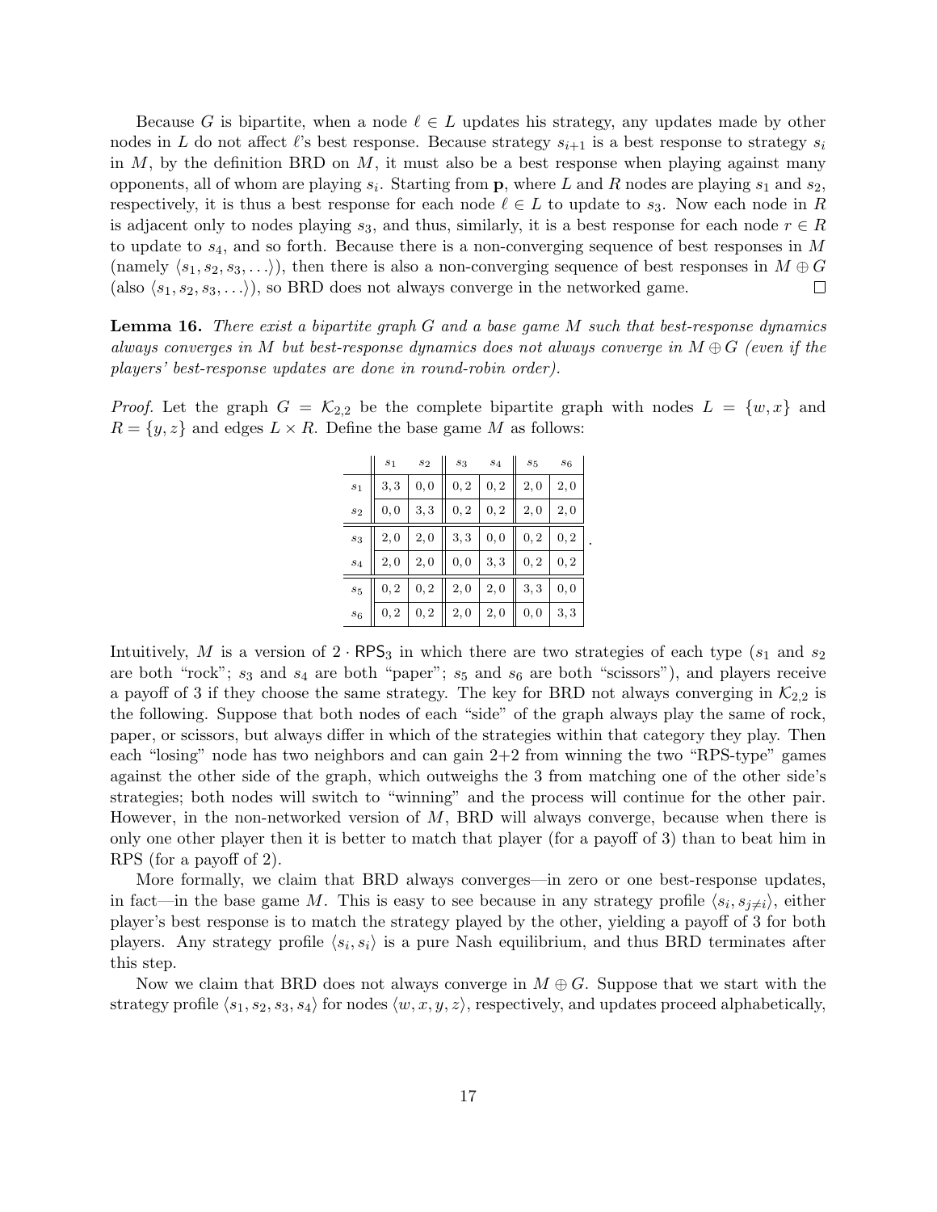Because $G$ is bipartite, when a node $\ell \in L$ updates his strategy, any updates made by other nodes in $L$ do not affect $\ell$'s best response. Because strategy $s_{i+1}$ is a best response to strategy $s_i$ in $M$, by the definition BRD on $M$, it must also be a best response when playing against many opponents, all of whom are playing $s_i$. Starting from $\mathbf{p}$, where $L$ and $R$ nodes are playing $s_1$ and $s_2$, respectively, it is thus a best response for each node $\ell \in L$ to update to $s_3$. Now each node in $R$ is adjacent only to nodes playing $s_3$, and thus, similarly, it is a best response for each node $r \in R$ to update to $s_4$, and so forth. Because there is a non-converging sequence of best responses in $M$ (namely $\langle s_1, s_2, s_3, \ldots \rangle$), then there is also a non-converging sequence of best responses in $M \oplus G$ (also $\langle s_1, s_2, s_3, \ldots \rangle$), so BRD does not always converge in the networked game. $\square$

**Lemma 16.** *There exist a bipartite graph $G$ and a base game $M$ such that best-response dynamics always converges in $M$ but best-response dynamics does not always converge in $M \oplus G$ (even if the players' best-response updates are done in round-robin order).*

*Proof.* Let the graph $G = \mathcal{K}_{2,2}$ be the complete bipartite graph with nodes $L = \{w, x\}$ and $R = \{y, z\}$ and edges $L \times R$. Define the base game $M$ as follows:

| | $s_1$ | $s_2$ | $s_3$ | $s_4$ | $s_5$ | $s_6$ |
|---|---|---|---|---|---|---|
| $s_1$ | 3, 3 | 0, 0 | 0, 2 | 0, 2 | 2, 0 | 2, 0 |
| $s_2$ | 0, 0 | 3, 3 | 0, 2 | 0, 2 | 2, 0 | 2, 0 |
| $s_3$ | 2, 0 | 2, 0 | 3, 3 | 0, 0 | 0, 2 | 0, 2 |
| $s_4$ | 2, 0 | 2, 0 | 0, 0 | 3, 3 | 0, 2 | 0, 2 |
| $s_5$ | 0, 2 | 0, 2 | 2, 0 | 2, 0 | 3, 3 | 0, 0 |
| $s_6$ | 0, 2 | 0, 2 | 2, 0 | 2, 0 | 0, 0 | 3, 3 |

Intuitively, $M$ is a version of $2 \cdot \mathsf{RPS}_3$ in which there are two strategies of each type ($s_1$ and $s_2$ are both "rock"; $s_3$ and $s_4$ are both "paper"; $s_5$ and $s_6$ are both "scissors"), and players receive a payoff of 3 if they choose the same strategy. The key for BRD not always converging in $\mathcal{K}_{2,2}$ is the following. Suppose that both nodes of each "side" of the graph always play the same of rock, paper, or scissors, but always differ in which of the strategies within that category they play. Then each "losing" node has two neighbors and can gain 2+2 from winning the two "RPS-type" games against the other side of the graph, which outweighs the 3 from matching one of the other side's strategies; both nodes will switch to "winning" and the process will continue for the other pair. However, in the non-networked version of $M$, BRD will always converge, because when there is only one other player then it is better to match that player (for a payoff of 3) than to beat him in RPS (for a payoff of 2).

More formally, we claim that BRD always converges—in zero or one best-response updates, in fact—in the base game $M$. This is easy to see because in any strategy profile $\langle s_i, s_{j \neq i} \rangle$, either player's best response is to match the strategy played by the other, yielding a payoff of 3 for both players. Any strategy profile $\langle s_i, s_i \rangle$ is a pure Nash equilibrium, and thus BRD terminates after this step.

Now we claim that BRD does not always converge in $M \oplus G$. Suppose that we start with the strategy profile $\langle s_1, s_2, s_3, s_4 \rangle$ for nodes $\langle w, x, y, z \rangle$, respectively, and updates proceed alphabetically,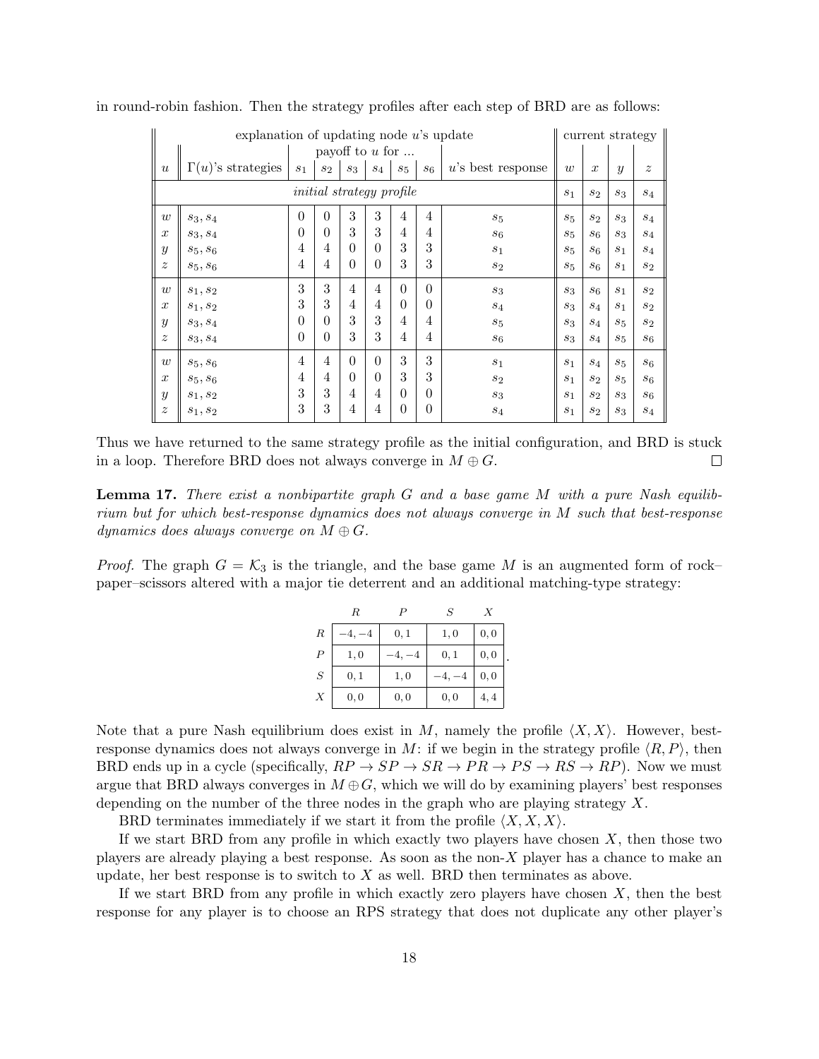in round-robin fashion. Then the strategy profiles after each step of BRD are as follows:

| explanation of updating node $u$'s update | | | | | | | | | current strategy | | | |
|---|---|---|---|---|---|---|---|---|---|---|---|---|
| | | payoff to $u$ for ... | | | | | | | | | | |
| $u$ | $\Gamma(u)$'s strategies | $s_1$ | $s_2$ | $s_3$ | $s_4$ | $s_5$ | $s_6$ | $u$'s best response | $w$ | $x$ | $y$ | $z$ |
| *initial strategy profile* | | | | | | | | | $s_1$ | $s_2$ | $s_3$ | $s_4$ |
| $w$ | $s_3, s_4$ | 0 | 0 | 3 | 3 | 4 | 4 | $s_5$ | $s_5$ | $s_2$ | $s_3$ | $s_4$ |
| $x$ | $s_3, s_4$ | 0 | 0 | 3 | 3 | 4 | 4 | $s_6$ | $s_5$ | $s_6$ | $s_3$ | $s_4$ |
| $y$ | $s_5, s_6$ | 4 | 4 | 0 | 0 | 3 | 3 | $s_1$ | $s_5$ | $s_6$ | $s_1$ | $s_4$ |
| $z$ | $s_5, s_6$ | 4 | 4 | 0 | 0 | 3 | 3 | $s_2$ | $s_5$ | $s_6$ | $s_1$ | $s_2$ |
| $w$ | $s_1, s_2$ | 3 | 3 | 4 | 4 | 0 | 0 | $s_3$ | $s_3$ | $s_6$ | $s_1$ | $s_2$ |
| $x$ | $s_1, s_2$ | 3 | 3 | 4 | 4 | 0 | 0 | $s_4$ | $s_3$ | $s_4$ | $s_1$ | $s_2$ |
| $y$ | $s_3, s_4$ | 0 | 0 | 3 | 3 | 4 | 4 | $s_5$ | $s_3$ | $s_4$ | $s_5$ | $s_2$ |
| $z$ | $s_3, s_4$ | 0 | 0 | 3 | 3 | 4 | 4 | $s_6$ | $s_3$ | $s_4$ | $s_5$ | $s_6$ |
| $w$ | $s_5, s_6$ | 4 | 4 | 0 | 0 | 3 | 3 | $s_1$ | $s_1$ | $s_4$ | $s_5$ | $s_6$ |
| $x$ | $s_5, s_6$ | 4 | 4 | 0 | 0 | 3 | 3 | $s_2$ | $s_1$ | $s_2$ | $s_5$ | $s_6$ |
| $y$ | $s_1, s_2$ | 3 | 3 | 4 | 4 | 0 | 0 | $s_3$ | $s_1$ | $s_2$ | $s_3$ | $s_6$ |
| $z$ | $s_1, s_2$ | 3 | 3 | 4 | 4 | 0 | 0 | $s_4$ | $s_1$ | $s_2$ | $s_3$ | $s_4$ |

Thus we have returned to the same strategy profile as the initial configuration, and BRD is stuck in a loop. Therefore BRD does not always converge in $M \oplus G$. $\square$

**Lemma 17.** *There exist a nonbipartite graph $G$ and a base game $M$ with a pure Nash equilibrium but for which best-response dynamics does not always converge in $M$ such that best-response dynamics does always converge on $M \oplus G$.*

*Proof.* The graph $G = \mathcal{K}_3$ is the triangle, and the base game $M$ is an augmented form of rock–paper–scissors altered with a major tie deterrent and an additional matching-type strategy:

| | $R$ | $P$ | $S$ | $X$ |
|---|---|---|---|---|
| $R$ | $-4, -4$ | $0, 1$ | $1, 0$ | $0, 0$ |
| $P$ | $1, 0$ | $-4, -4$ | $0, 1$ | $0, 0$ |
| $S$ | $0, 1$ | $1, 0$ | $-4, -4$ | $0, 0$ |
| $X$ | $0, 0$ | $0, 0$ | $0, 0$ | $4, 4$ |

Note that a pure Nash equilibrium does exist in $M$, namely the profile $\langle X, X\rangle$. However, best-response dynamics does not always converge in $M$: if we begin in the strategy profile $\langle R, P\rangle$, then BRD ends up in a cycle (specifically, $RP \to SP \to SR \to PR \to PS \to RS \to RP$). Now we must argue that BRD always converges in $M \oplus G$, which we will do by examining players' best responses depending on the number of the three nodes in the graph who are playing strategy $X$.

BRD terminates immediately if we start it from the profile $\langle X, X, X\rangle$.

If we start BRD from any profile in which exactly two players have chosen $X$, then those two players are already playing a best response. As soon as the non-$X$ player has a chance to make an update, her best response is to switch to $X$ as well. BRD then terminates as above.

If we start BRD from any profile in which exactly zero players have chosen $X$, then the best response for any player is to choose an RPS strategy that does not duplicate any other player's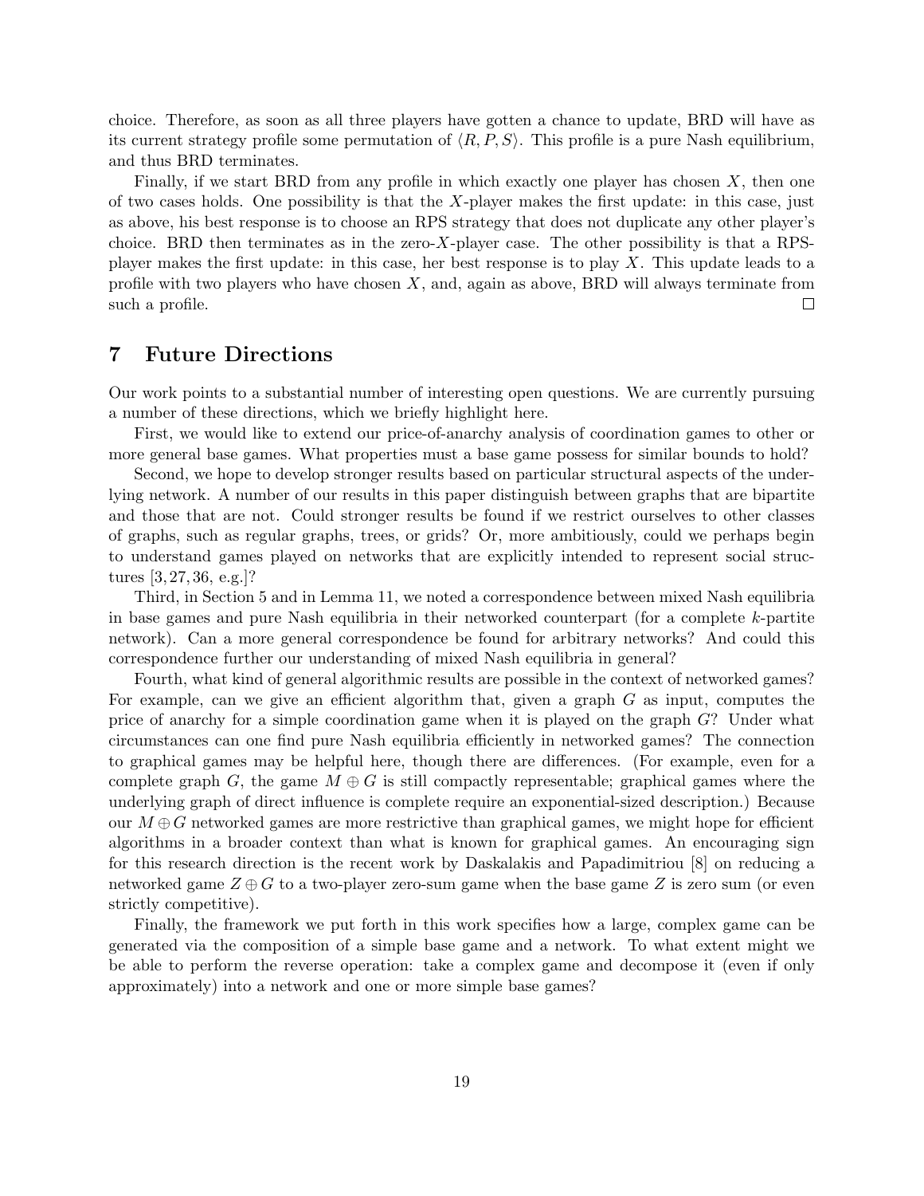choice. Therefore, as soon as all three players have gotten a chance to update, BRD will have as its current strategy profile some permutation of $\langle R, P, S \rangle$. This profile is a pure Nash equilibrium, and thus BRD terminates.

Finally, if we start BRD from any profile in which exactly one player has chosen $X$, then one of two cases holds. One possibility is that the $X$-player makes the first update: in this case, just as above, his best response is to choose an RPS strategy that does not duplicate any other player's choice. BRD then terminates as in the zero-$X$-player case. The other possibility is that a RPS-player makes the first update: in this case, her best response is to play $X$. This update leads to a profile with two players who have chosen $X$, and, again as above, BRD will always terminate from such a profile. □

## 7 Future Directions

Our work points to a substantial number of interesting open questions. We are currently pursuing a number of these directions, which we briefly highlight here.

First, we would like to extend our price-of-anarchy analysis of coordination games to other or more general base games. What properties must a base game possess for similar bounds to hold?

Second, we hope to develop stronger results based on particular structural aspects of the underlying network. A number of our results in this paper distinguish between graphs that are bipartite and those that are not. Could stronger results be found if we restrict ourselves to other classes of graphs, such as regular graphs, trees, or grids? Or, more ambitiously, could we perhaps begin to understand games played on networks that are explicitly intended to represent social structures [3, 27, 36, e.g.]?

Third, in Section 5 and in Lemma 11, we noted a correspondence between mixed Nash equilibria in base games and pure Nash equilibria in their networked counterpart (for a complete $k$-partite network). Can a more general correspondence be found for arbitrary networks? And could this correspondence further our understanding of mixed Nash equilibria in general?

Fourth, what kind of general algorithmic results are possible in the context of networked games? For example, can we give an efficient algorithm that, given a graph $G$ as input, computes the price of anarchy for a simple coordination game when it is played on the graph $G$? Under what circumstances can one find pure Nash equilibria efficiently in networked games? The connection to graphical games may be helpful here, though there are differences. (For example, even for a complete graph $G$, the game $M \oplus G$ is still compactly representable; graphical games where the underlying graph of direct influence is complete require an exponential-sized description.) Because our $M \oplus G$ networked games are more restrictive than graphical games, we might hope for efficient algorithms in a broader context than what is known for graphical games. An encouraging sign for this research direction is the recent work by Daskalakis and Papadimitriou [8] on reducing a networked game $Z \oplus G$ to a two-player zero-sum game when the base game $Z$ is zero sum (or even strictly competitive).

Finally, the framework we put forth in this work specifies how a large, complex game can be generated via the composition of a simple base game and a network. To what extent might we be able to perform the reverse operation: take a complex game and decompose it (even if only approximately) into a network and one or more simple base games?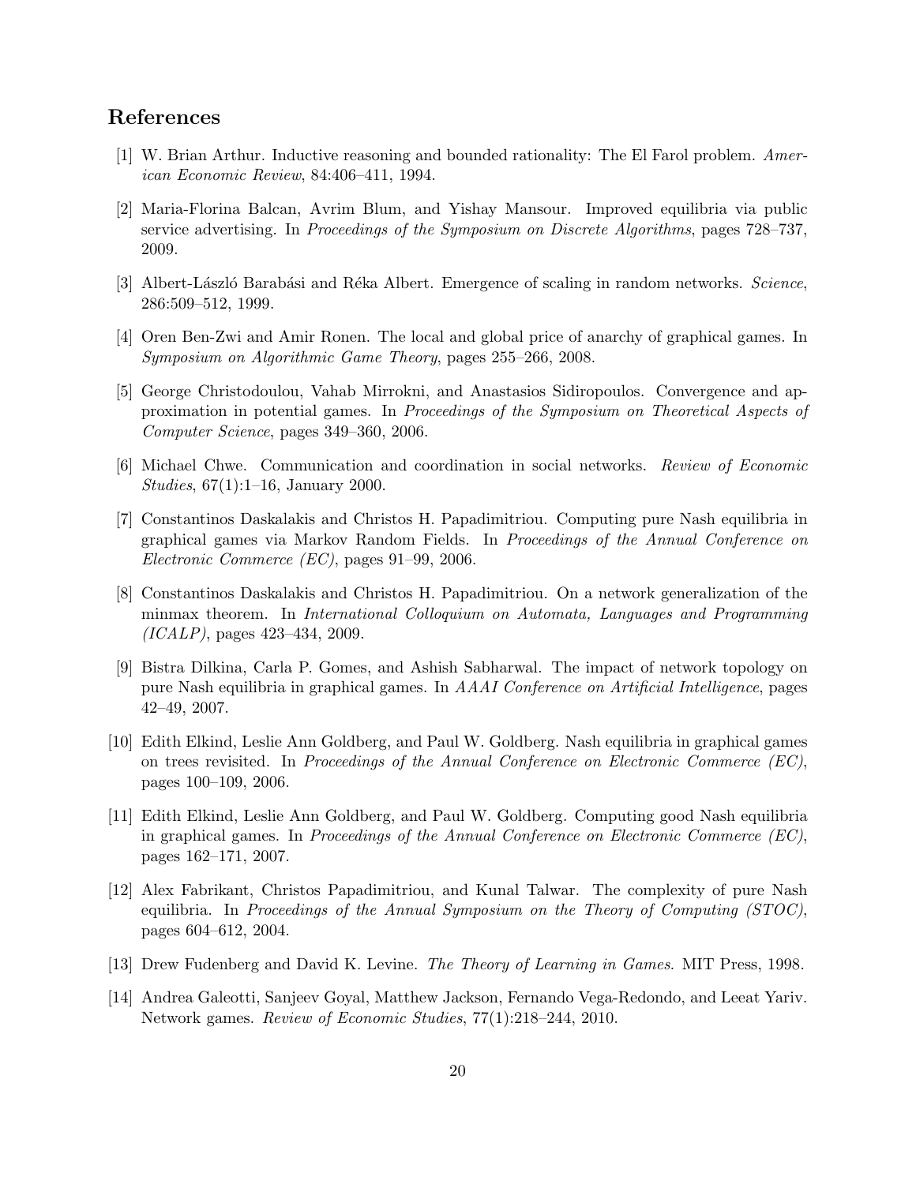## References

[1] W. Brian Arthur. Inductive reasoning and bounded rationality: The El Farol problem. *American Economic Review*, 84:406–411, 1994.

[2] Maria-Florina Balcan, Avrim Blum, and Yishay Mansour. Improved equilibria via public service advertising. In *Proceedings of the Symposium on Discrete Algorithms*, pages 728–737, 2009.

[3] Albert-László Barabási and Réka Albert. Emergence of scaling in random networks. *Science*, 286:509–512, 1999.

[4] Oren Ben-Zwi and Amir Ronen. The local and global price of anarchy of graphical games. In *Symposium on Algorithmic Game Theory*, pages 255–266, 2008.

[5] George Christodoulou, Vahab Mirrokni, and Anastasios Sidiropoulos. Convergence and approximation in potential games. In *Proceedings of the Symposium on Theoretical Aspects of Computer Science*, pages 349–360, 2006.

[6] Michael Chwe. Communication and coordination in social networks. *Review of Economic Studies*, 67(1):1–16, January 2000.

[7] Constantinos Daskalakis and Christos H. Papadimitriou. Computing pure Nash equilibria in graphical games via Markov Random Fields. In *Proceedings of the Annual Conference on Electronic Commerce (EC)*, pages 91–99, 2006.

[8] Constantinos Daskalakis and Christos H. Papadimitriou. On a network generalization of the minmax theorem. In *International Colloquium on Automata, Languages and Programming (ICALP)*, pages 423–434, 2009.

[9] Bistra Dilkina, Carla P. Gomes, and Ashish Sabharwal. The impact of network topology on pure Nash equilibria in graphical games. In *AAAI Conference on Artificial Intelligence*, pages 42–49, 2007.

[10] Edith Elkind, Leslie Ann Goldberg, and Paul W. Goldberg. Nash equilibria in graphical games on trees revisited. In *Proceedings of the Annual Conference on Electronic Commerce (EC)*, pages 100–109, 2006.

[11] Edith Elkind, Leslie Ann Goldberg, and Paul W. Goldberg. Computing good Nash equilibria in graphical games. In *Proceedings of the Annual Conference on Electronic Commerce (EC)*, pages 162–171, 2007.

[12] Alex Fabrikant, Christos Papadimitriou, and Kunal Talwar. The complexity of pure Nash equilibria. In *Proceedings of the Annual Symposium on the Theory of Computing (STOC)*, pages 604–612, 2004.

[13] Drew Fudenberg and David K. Levine. *The Theory of Learning in Games*. MIT Press, 1998.

[14] Andrea Galeotti, Sanjeev Goyal, Matthew Jackson, Fernando Vega-Redondo, and Leeat Yariv. Network games. *Review of Economic Studies*, 77(1):218–244, 2010.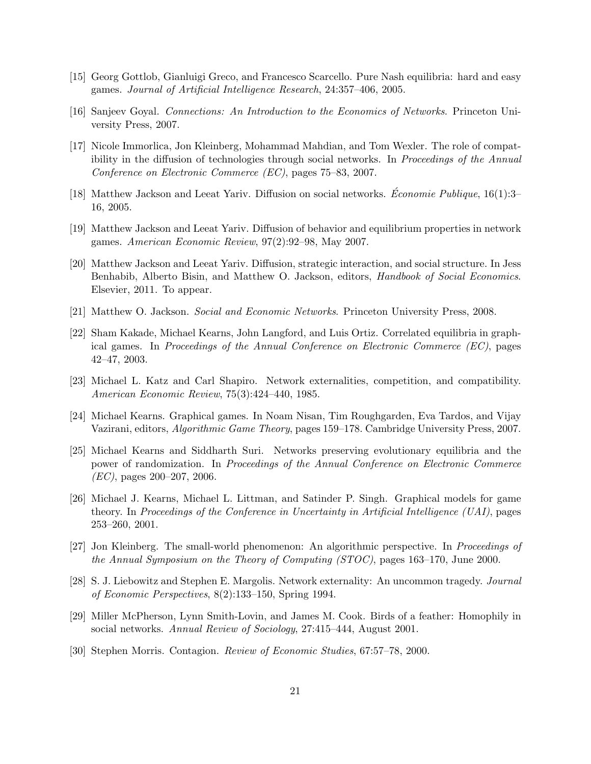[15] Georg Gottlob, Gianluigi Greco, and Francesco Scarcello. Pure Nash equilibria: hard and easy games. *Journal of Artificial Intelligence Research*, 24:357–406, 2005.

[16] Sanjeev Goyal. *Connections: An Introduction to the Economics of Networks*. Princeton University Press, 2007.

[17] Nicole Immorlica, Jon Kleinberg, Mohammad Mahdian, and Tom Wexler. The role of compatibility in the diffusion of technologies through social networks. In *Proceedings of the Annual Conference on Electronic Commerce (EC)*, pages 75–83, 2007.

[18] Matthew Jackson and Leeat Yariv. Diffusion on social networks. *Économie Publique*, 16(1):3–16, 2005.

[19] Matthew Jackson and Leeat Yariv. Diffusion of behavior and equilibrium properties in network games. *American Economic Review*, 97(2):92–98, May 2007.

[20] Matthew Jackson and Leeat Yariv. Diffusion, strategic interaction, and social structure. In Jess Benhabib, Alberto Bisin, and Matthew O. Jackson, editors, *Handbook of Social Economics*. Elsevier, 2011. To appear.

[21] Matthew O. Jackson. *Social and Economic Networks*. Princeton University Press, 2008.

[22] Sham Kakade, Michael Kearns, John Langford, and Luis Ortiz. Correlated equilibria in graphical games. In *Proceedings of the Annual Conference on Electronic Commerce (EC)*, pages 42–47, 2003.

[23] Michael L. Katz and Carl Shapiro. Network externalities, competition, and compatibility. *American Economic Review*, 75(3):424–440, 1985.

[24] Michael Kearns. Graphical games. In Noam Nisan, Tim Roughgarden, Eva Tardos, and Vijay Vazirani, editors, *Algorithmic Game Theory*, pages 159–178. Cambridge University Press, 2007.

[25] Michael Kearns and Siddharth Suri. Networks preserving evolutionary equilibria and the power of randomization. In *Proceedings of the Annual Conference on Electronic Commerce (EC)*, pages 200–207, 2006.

[26] Michael J. Kearns, Michael L. Littman, and Satinder P. Singh. Graphical models for game theory. In *Proceedings of the Conference in Uncertainty in Artificial Intelligence (UAI)*, pages 253–260, 2001.

[27] Jon Kleinberg. The small-world phenomenon: An algorithmic perspective. In *Proceedings of the Annual Symposium on the Theory of Computing (STOC)*, pages 163–170, June 2000.

[28] S. J. Liebowitz and Stephen E. Margolis. Network externality: An uncommon tragedy. *Journal of Economic Perspectives*, 8(2):133–150, Spring 1994.

[29] Miller McPherson, Lynn Smith-Lovin, and James M. Cook. Birds of a feather: Homophily in social networks. *Annual Review of Sociology*, 27:415–444, August 2001.

[30] Stephen Morris. Contagion. *Review of Economic Studies*, 67:57–78, 2000.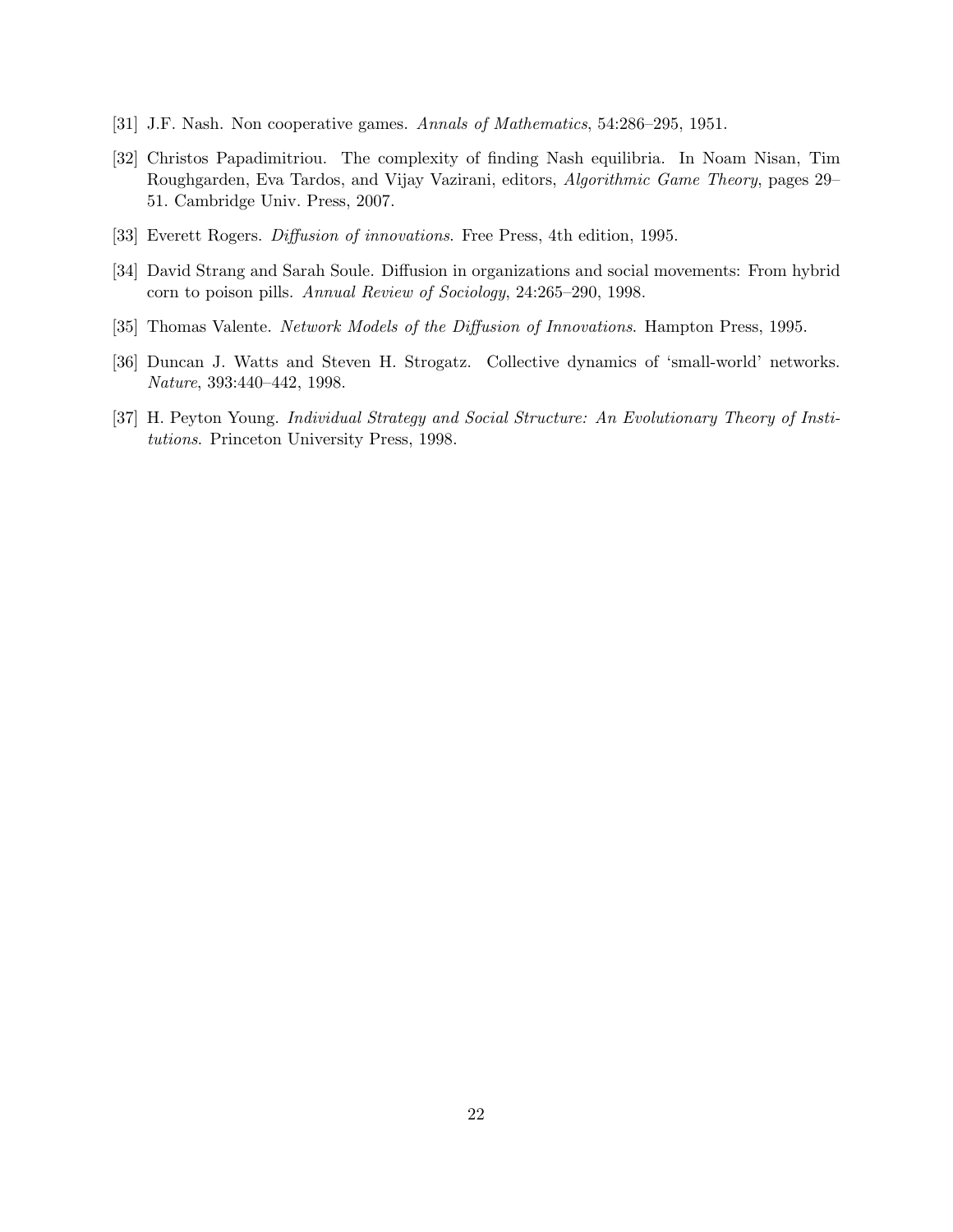[31] J.F. Nash. Non cooperative games. *Annals of Mathematics*, 54:286–295, 1951.

[32] Christos Papadimitriou. The complexity of finding Nash equilibria. In Noam Nisan, Tim Roughgarden, Eva Tardos, and Vijay Vazirani, editors, *Algorithmic Game Theory*, pages 29–51. Cambridge Univ. Press, 2007.

[33] Everett Rogers. *Diffusion of innovations*. Free Press, 4th edition, 1995.

[34] David Strang and Sarah Soule. Diffusion in organizations and social movements: From hybrid corn to poison pills. *Annual Review of Sociology*, 24:265–290, 1998.

[35] Thomas Valente. *Network Models of the Diffusion of Innovations*. Hampton Press, 1995.

[36] Duncan J. Watts and Steven H. Strogatz. Collective dynamics of 'small-world' networks. *Nature*, 393:440–442, 1998.

[37] H. Peyton Young. *Individual Strategy and Social Structure: An Evolutionary Theory of Institutions*. Princeton University Press, 1998.